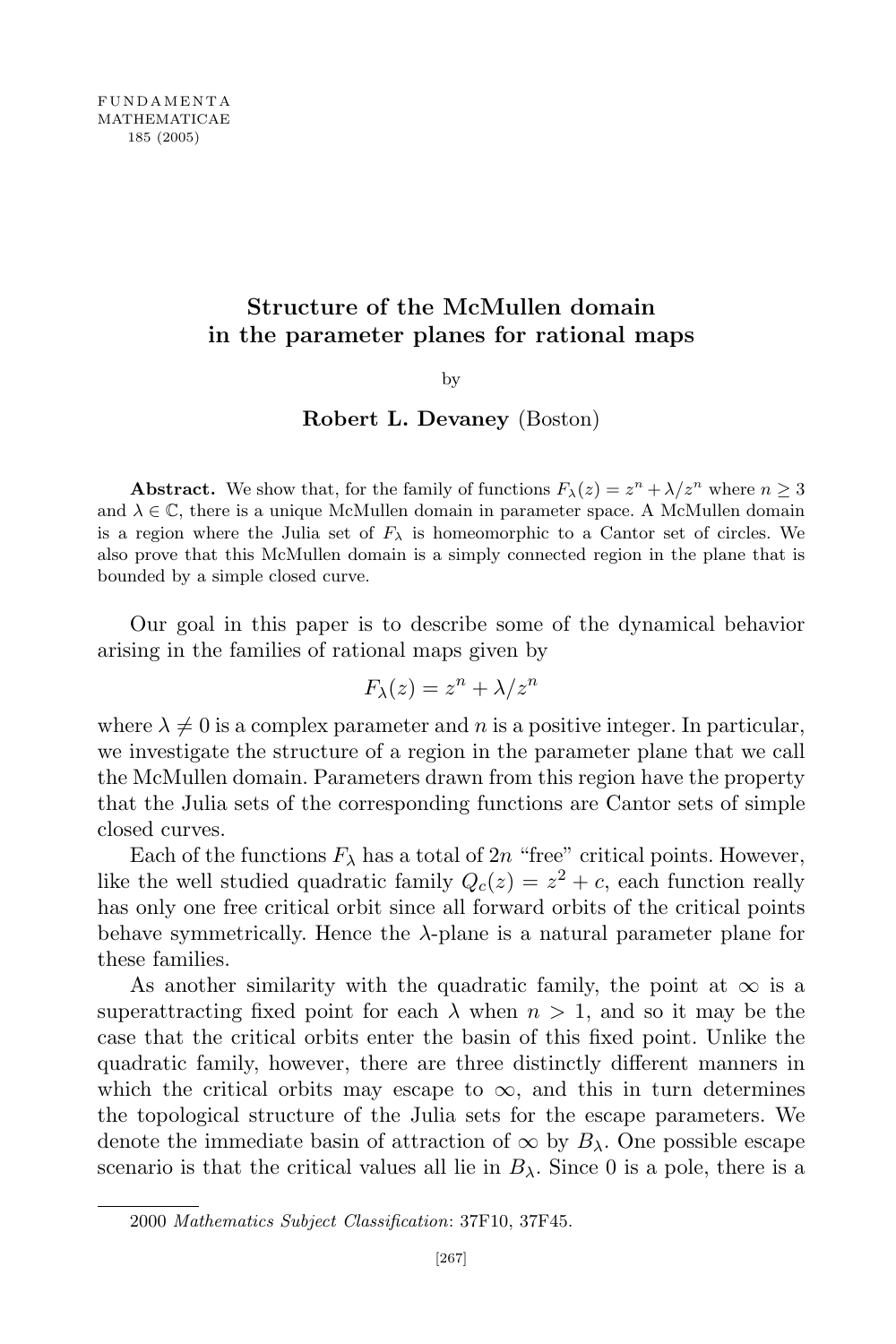# Structure of the McMullen domain in the parameter planes for rational maps

by

**Robert L. Devaney** (Boston)

**Abstract.** We show that, for the family of functions $F_\lambda(z) = z^n + \lambda/z^n$ where $n \geq 3$ and $\lambda \in \mathbb{C}$, there is a unique McMullen domain in parameter space. A McMullen domain is a region where the Julia set of $F_\lambda$ is homeomorphic to a Cantor set of circles. We also prove that this McMullen domain is a simply connected region in the plane that is bounded by a simple closed curve.

Our goal in this paper is to describe some of the dynamical behavior arising in the families of rational maps given by

$$F_\lambda(z) = z^n + \lambda/z^n$$

where $\lambda \neq 0$ is a complex parameter and $n$ is a positive integer. In particular, we investigate the structure of a region in the parameter plane that we call the McMullen domain. Parameters drawn from this region have the property that the Julia sets of the corresponding functions are Cantor sets of simple closed curves.

Each of the functions $F_\lambda$ has a total of $2n$ "free" critical points. However, like the well studied quadratic family $Q_c(z) = z^2 + c$, each function really has only one free critical orbit since all forward orbits of the critical points behave symmetrically. Hence the $\lambda$-plane is a natural parameter plane for these families.

As another similarity with the quadratic family, the point at $\infty$ is a superattracting fixed point for each $\lambda$ when $n > 1$, and so it may be the case that the critical orbits enter the basin of this fixed point. Unlike the quadratic family, however, there are three distinctly different manners in which the critical orbits may escape to $\infty$, and this in turn determines the topological structure of the Julia sets for the escape parameters. We denote the immediate basin of attraction of $\infty$ by $B_\lambda$. One possible escape scenario is that the critical values all lie in $B_\lambda$. Since 0 is a pole, there is a

2000 *Mathematics Subject Classification*: 37F10, 37F45.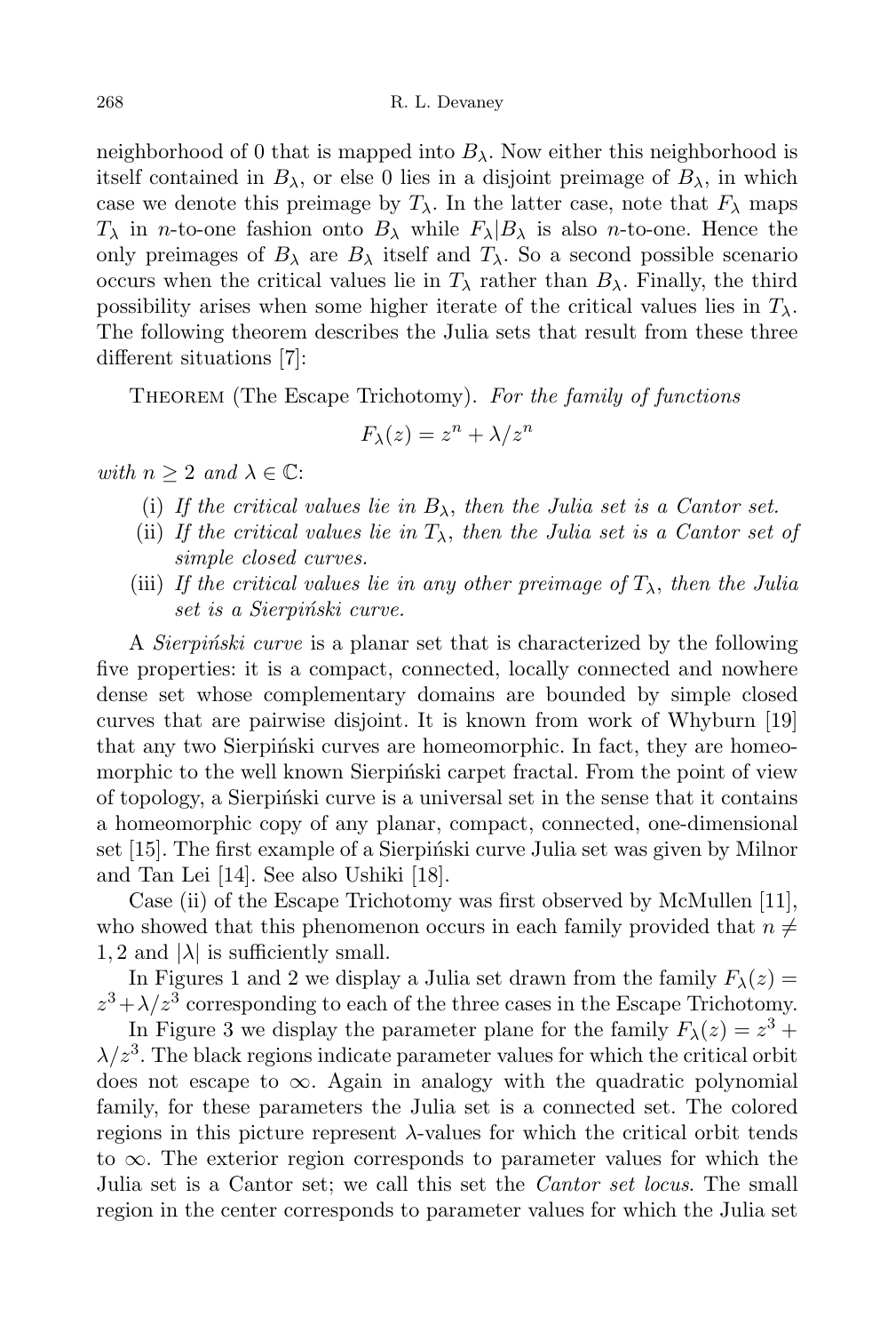neighborhood of 0 that is mapped into $B_\lambda$. Now either this neighborhood is itself contained in $B_\lambda$, or else 0 lies in a disjoint preimage of $B_\lambda$, in which case we denote this preimage by $T_\lambda$. In the latter case, note that $F_\lambda$ maps $T_\lambda$ in $n$-to-one fashion onto $B_\lambda$ while $F_\lambda|B_\lambda$ is also $n$-to-one. Hence the only preimages of $B_\lambda$ are $B_\lambda$ itself and $T_\lambda$. So a second possible scenario occurs when the critical values lie in $T_\lambda$ rather than $B_\lambda$. Finally, the third possibility arises when some higher iterate of the critical values lies in $T_\lambda$. The following theorem describes the Julia sets that result from these three different situations [7]:

THEOREM (The Escape Trichotomy). *For the family of functions*

$$F_\lambda(z) = z^n + \lambda/z^n$$

*with $n \geq 2$ and $\lambda \in \mathbb{C}$:*

(i) *If the critical values lie in $B_\lambda$, then the Julia set is a Cantor set.*
(ii) *If the critical values lie in $T_\lambda$, then the Julia set is a Cantor set of simple closed curves.*
(iii) *If the critical values lie in any other preimage of $T_\lambda$, then the Julia set is a Sierpiński curve.*

A *Sierpiński curve* is a planar set that is characterized by the following five properties: it is a compact, connected, locally connected and nowhere dense set whose complementary domains are bounded by simple closed curves that are pairwise disjoint. It is known from work of Whyburn [19] that any two Sierpiński curves are homeomorphic. In fact, they are homeomorphic to the well known Sierpiński carpet fractal. From the point of view of topology, a Sierpiński curve is a universal set in the sense that it contains a homeomorphic copy of any planar, compact, connected, one-dimensional set [15]. The first example of a Sierpiński curve Julia set was given by Milnor and Tan Lei [14]. See also Ushiki [18].

Case (ii) of the Escape Trichotomy was first observed by McMullen [11], who showed that this phenomenon occurs in each family provided that $n \neq 1, 2$ and $|\lambda|$ is sufficiently small.

In Figures 1 and 2 we display a Julia set drawn from the family $F_\lambda(z) = z^3 + \lambda/z^3$ corresponding to each of the three cases in the Escape Trichotomy.

In Figure 3 we display the parameter plane for the family $F_\lambda(z) = z^3 + \lambda/z^3$. The black regions indicate parameter values for which the critical orbit does not escape to $\infty$. Again in analogy with the quadratic polynomial family, for these parameters the Julia set is a connected set. The colored regions in this picture represent $\lambda$-values for which the critical orbit tends to $\infty$. The exterior region corresponds to parameter values for which the Julia set is a Cantor set; we call this set the *Cantor set locus*. The small region in the center corresponds to parameter values for which the Julia set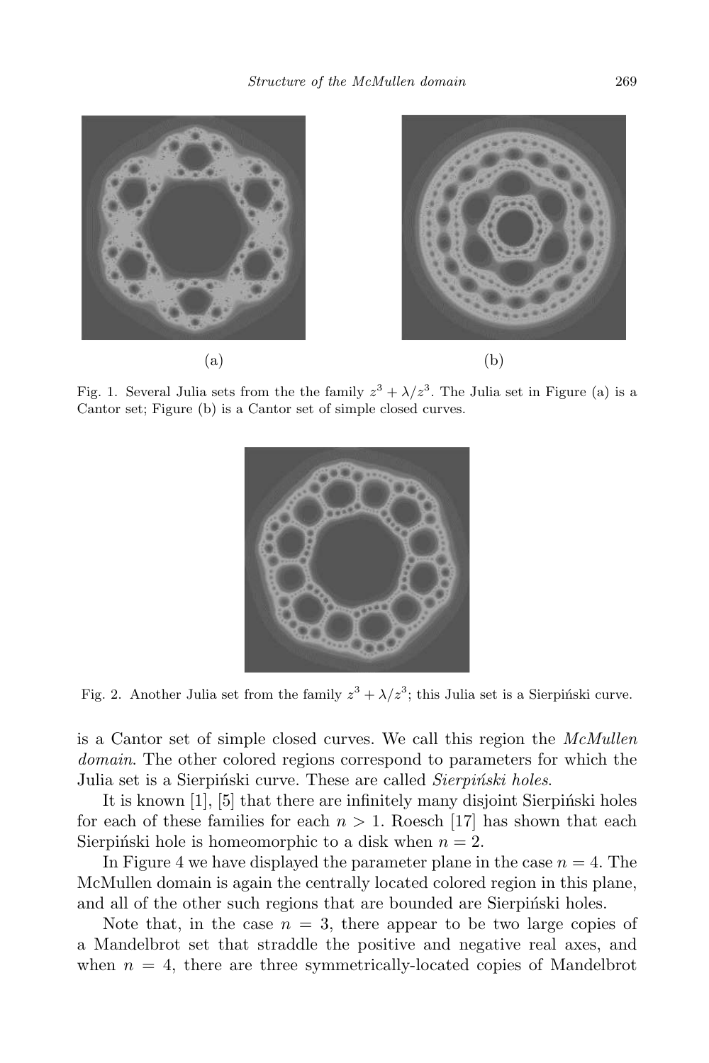(a)

(b)

Fig. 1. Several Julia sets from the the family $z^3 + \lambda/z^3$. The Julia set in Figure (a) is a Cantor set; Figure (b) is a Cantor set of simple closed curves.

Fig. 2. Another Julia set from the family $z^3 + \lambda/z^3$; this Julia set is a Sierpiński curve.

is a Cantor set of simple closed curves. We call this region the *McMullen domain*. The other colored regions correspond to parameters for which the Julia set is a Sierpiński curve. These are called *Sierpiński holes*.

It is known [1], [5] that there are infinitely many disjoint Sierpiński holes for each of these families for each $n > 1$. Roesch [17] has shown that each Sierpiński hole is homeomorphic to a disk when $n = 2$.

In Figure 4 we have displayed the parameter plane in the case $n = 4$. The McMullen domain is again the centrally located colored region in this plane, and all of the other such regions that are bounded are Sierpiński holes.

Note that, in the case $n = 3$, there appear to be two large copies of a Mandelbrot set that straddle the positive and negative real axes, and when $n = 4$, there are three symmetrically-located copies of Mandelbrot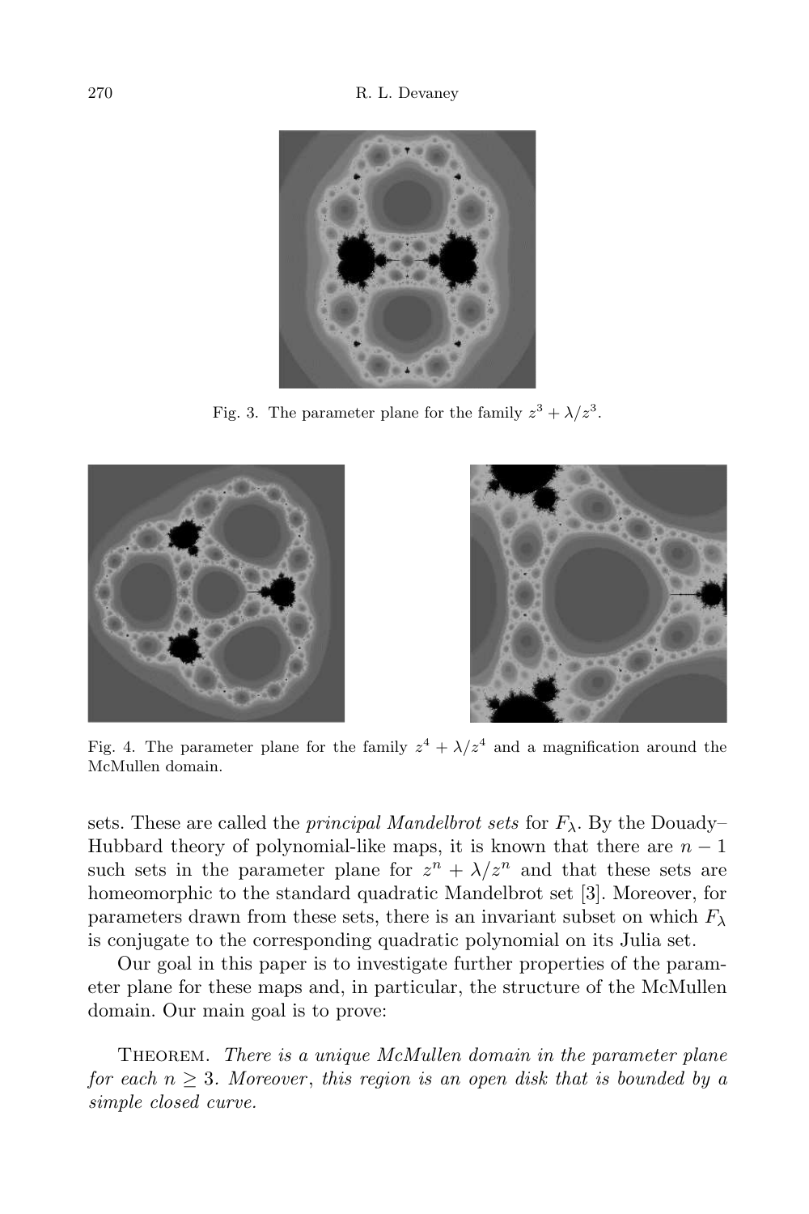Fig. 3. The parameter plane for the family $z^3 + \lambda/z^3$.

Fig. 4. The parameter plane for the family $z^4 + \lambda/z^4$ and a magnification around the McMullen domain.

sets. These are called the *principal Mandelbrot sets* for $F_\lambda$. By the Douady–Hubbard theory of polynomial-like maps, it is known that there are $n-1$ such sets in the parameter plane for $z^n + \lambda/z^n$ and that these sets are homeomorphic to the standard quadratic Mandelbrot set [3]. Moreover, for parameters drawn from these sets, there is an invariant subset on which $F_\lambda$ is conjugate to the corresponding quadratic polynomial on its Julia set.

Our goal in this paper is to investigate further properties of the parameter plane for these maps and, in particular, the structure of the McMullen domain. Our main goal is to prove:

Theorem. *There is a unique McMullen domain in the parameter plane for each $n \geq 3$. Moreover, this region is an open disk that is bounded by a simple closed curve.*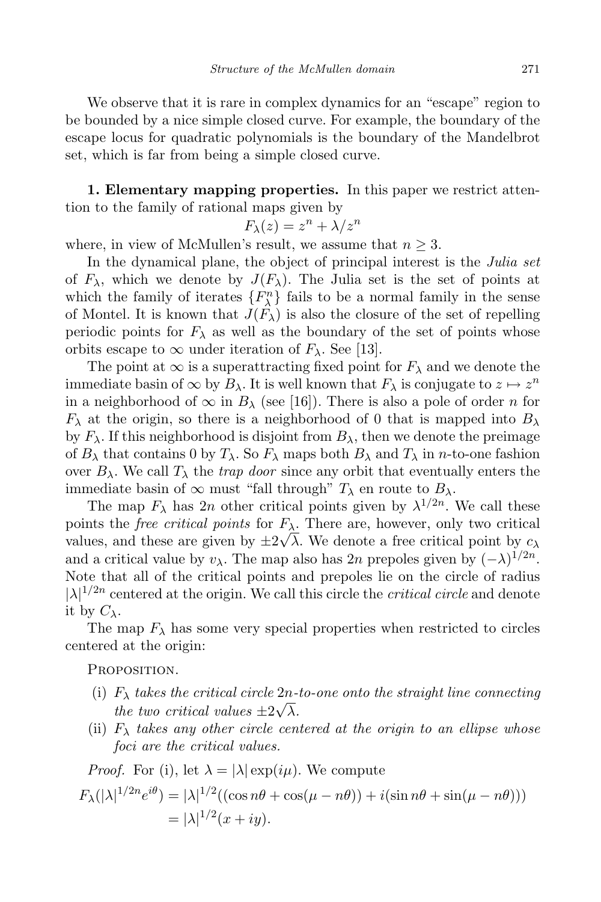We observe that it is rare in complex dynamics for an "escape" region to be bounded by a nice simple closed curve. For example, the boundary of the escape locus for quadratic polynomials is the boundary of the Mandelbrot set, which is far from being a simple closed curve.

**1. Elementary mapping properties.** In this paper we restrict attention to the family of rational maps given by

$$F_\lambda(z) = z^n + \lambda/z^n$$

where, in view of McMullen's result, we assume that $n \geq 3$.

In the dynamical plane, the object of principal interest is the *Julia set* of $F_\lambda$, which we denote by $J(F_\lambda)$. The Julia set is the set of points at which the family of iterates $\{F_\lambda^n\}$ fails to be a normal family in the sense of Montel. It is known that $J(F_\lambda)$ is also the closure of the set of repelling periodic points for $F_\lambda$ as well as the boundary of the set of points whose orbits escape to $\infty$ under iteration of $F_\lambda$. See [13].

The point at $\infty$ is a superattracting fixed point for $F_\lambda$ and we denote the immediate basin of $\infty$ by $B_\lambda$. It is well known that $F_\lambda$ is conjugate to $z \mapsto z^n$ in a neighborhood of $\infty$ in $B_\lambda$ (see [16]). There is also a pole of order $n$ for $F_\lambda$ at the origin, so there is a neighborhood of 0 that is mapped into $B_\lambda$ by $F_\lambda$. If this neighborhood is disjoint from $B_\lambda$, then we denote the preimage of $B_\lambda$ that contains 0 by $T_\lambda$. So $F_\lambda$ maps both $B_\lambda$ and $T_\lambda$ in $n$-to-one fashion over $B_\lambda$. We call $T_\lambda$ the *trap door* since any orbit that eventually enters the immediate basin of $\infty$ must "fall through" $T_\lambda$ en route to $B_\lambda$.

The map $F_\lambda$ has $2n$ other critical points given by $\lambda^{1/2n}$. We call these points the *free critical points* for $F_\lambda$. There are, however, only two critical values, and these are given by $\pm 2\sqrt{\lambda}$. We denote a free critical point by $c_\lambda$ and a critical value by $v_\lambda$. The map also has $2n$ prepoles given by $(-\lambda)^{1/2n}$. Note that all of the critical points and prepoles lie on the circle of radius $|\lambda|^{1/2n}$ centered at the origin. We call this circle the *critical circle* and denote it by $C_\lambda$.

The map $F_\lambda$ has some very special properties when restricted to circles centered at the origin:

Proposition.

(i) *$F_\lambda$ takes the critical circle $2n$-to-one onto the straight line connecting the two critical values $\pm 2\sqrt{\lambda}$.*

(ii) *$F_\lambda$ takes any other circle centered at the origin to an ellipse whose foci are the critical values.*

*Proof.* For (i), let $\lambda = |\lambda| \exp(i\mu)$. We compute

$$\begin{aligned}
F_\lambda(|\lambda|^{1/2n} e^{i\theta}) &= |\lambda|^{1/2}((\cos n\theta + \cos(\mu - n\theta)) + i(\sin n\theta + \sin(\mu - n\theta))) \\
&= |\lambda|^{1/2}(x + iy).
\end{aligned}$$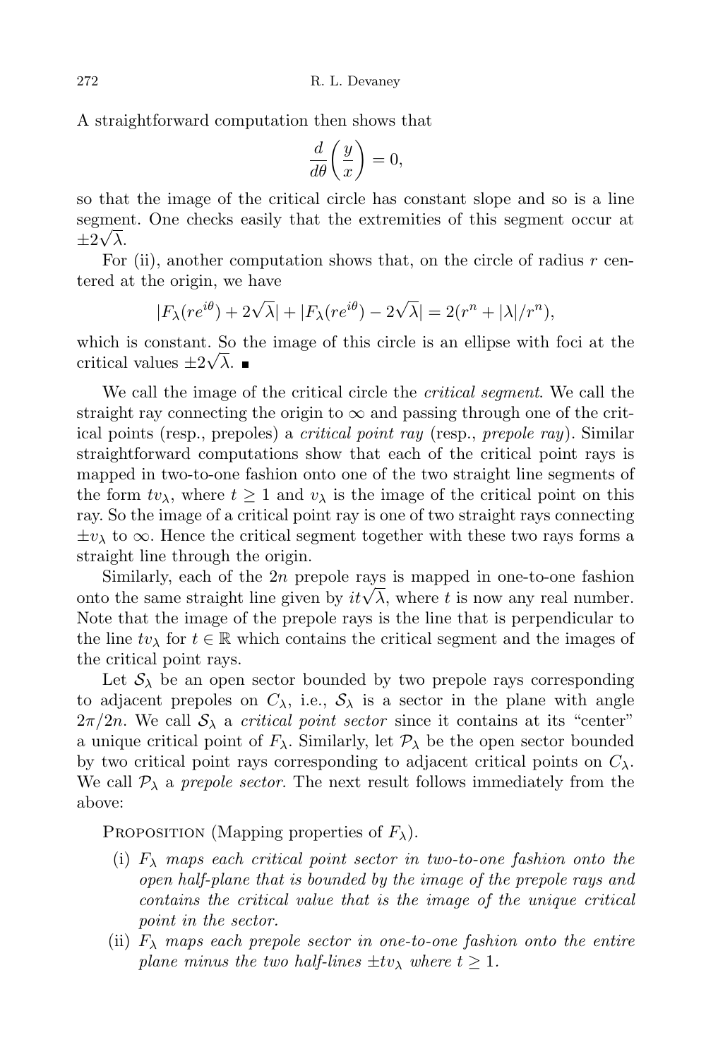A straightforward computation then shows that

$$\frac{d}{d\theta}\left(\frac{y}{x}\right) = 0,$$

so that the image of the critical circle has constant slope and so is a line segment. One checks easily that the extremities of this segment occur at $\pm 2\sqrt{\lambda}$.

For (ii), another computation shows that, on the circle of radius $r$ centered at the origin, we have

$$|F_\lambda(re^{i\theta}) + 2\sqrt{\lambda}| + |F_\lambda(re^{i\theta}) - 2\sqrt{\lambda}| = 2(r^n + |\lambda|/r^n),$$

which is constant. So the image of this circle is an ellipse with foci at the critical values $\pm 2\sqrt{\lambda}$. ∎

We call the image of the critical circle the *critical segment*. We call the straight ray connecting the origin to $\infty$ and passing through one of the critical points (resp., prepoles) a *critical point ray* (resp., *prepole ray*). Similar straightforward computations show that each of the critical point rays is mapped in two-to-one fashion onto one of the two straight line segments of the form $tv_\lambda$, where $t \geq 1$ and $v_\lambda$ is the image of the critical point on this ray. So the image of a critical point ray is one of two straight rays connecting $\pm v_\lambda$ to $\infty$. Hence the critical segment together with these two rays forms a straight line through the origin.

Similarly, each of the $2n$ prepole rays is mapped in one-to-one fashion onto the same straight line given by $it\sqrt{\lambda}$, where $t$ is now any real number. Note that the image of the prepole rays is the line that is perpendicular to the line $tv_\lambda$ for $t \in \mathbb{R}$ which contains the critical segment and the images of the critical point rays.

Let $\mathcal{S}_\lambda$ be an open sector bounded by two prepole rays corresponding to adjacent prepoles on $C_\lambda$, i.e., $\mathcal{S}_\lambda$ is a sector in the plane with angle $2\pi/2n$. We call $\mathcal{S}_\lambda$ a *critical point sector* since it contains at its "center" a unique critical point of $F_\lambda$. Similarly, let $\mathcal{P}_\lambda$ be the open sector bounded by two critical point rays corresponding to adjacent critical points on $C_\lambda$. We call $\mathcal{P}_\lambda$ a *prepole sector*. The next result follows immediately from the above:

Proposition (Mapping properties of $F_\lambda$).

(i) *$F_\lambda$ maps each critical point sector in two-to-one fashion onto the open half-plane that is bounded by the image of the prepole rays and contains the critical value that is the image of the unique critical point in the sector.*

(ii) *$F_\lambda$ maps each prepole sector in one-to-one fashion onto the entire plane minus the two half-lines $\pm tv_\lambda$ where $t \geq 1$.*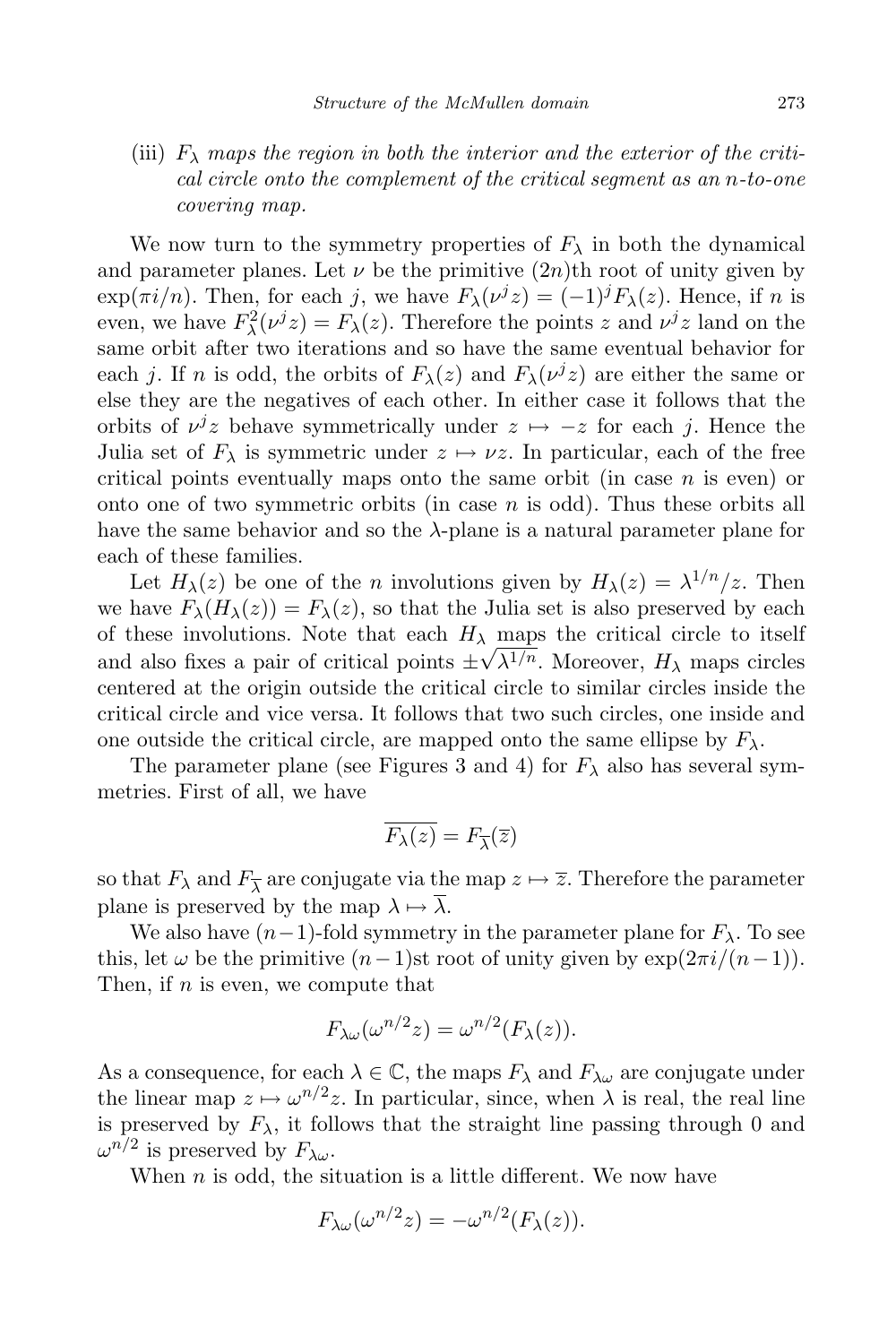(iii) *$F_\lambda$ maps the region in both the interior and the exterior of the critical circle onto the complement of the critical segment as an $n$-to-one covering map.*

We now turn to the symmetry properties of $F_\lambda$ in both the dynamical and parameter planes. Let $\nu$ be the primitive $(2n)$th root of unity given by $\exp(\pi i/n)$. Then, for each $j$, we have $F_\lambda(\nu^j z) = (-1)^j F_\lambda(z)$. Hence, if $n$ is even, we have $F_\lambda^2(\nu^j z) = F_\lambda(z)$. Therefore the points $z$ and $\nu^j z$ land on the same orbit after two iterations and so have the same eventual behavior for each $j$. If $n$ is odd, the orbits of $F_\lambda(z)$ and $F_\lambda(\nu^j z)$ are either the same or else they are the negatives of each other. In either case it follows that the orbits of $\nu^j z$ behave symmetrically under $z \mapsto -z$ for each $j$. Hence the Julia set of $F_\lambda$ is symmetric under $z \mapsto \nu z$. In particular, each of the free critical points eventually maps onto the same orbit (in case $n$ is even) or onto one of two symmetric orbits (in case $n$ is odd). Thus these orbits all have the same behavior and so the $\lambda$-plane is a natural parameter plane for each of these families.

Let $H_\lambda(z)$ be one of the $n$ involutions given by $H_\lambda(z) = \lambda^{1/n}/z$. Then we have $F_\lambda(H_\lambda(z)) = F_\lambda(z)$, so that the Julia set is also preserved by each of these involutions. Note that each $H_\lambda$ maps the critical circle to itself and also fixes a pair of critical points $\pm\sqrt{\lambda^{1/n}}$. Moreover, $H_\lambda$ maps circles centered at the origin outside the critical circle to similar circles inside the critical circle and vice versa. It follows that two such circles, one inside and one outside the critical circle, are mapped onto the same ellipse by $F_\lambda$.

The parameter plane (see Figures 3 and 4) for $F_\lambda$ also has several symmetries. First of all, we have

$$\overline{F_\lambda(z)} = F_{\overline{\lambda}}(\overline{z})$$

so that $F_\lambda$ and $F_{\overline{\lambda}}$ are conjugate via the map $z \mapsto \overline{z}$. Therefore the parameter plane is preserved by the map $\lambda \mapsto \overline{\lambda}$.

We also have $(n-1)$-fold symmetry in the parameter plane for $F_\lambda$. To see this, let $\omega$ be the primitive $(n-1)$st root of unity given by $\exp(2\pi i/(n-1))$. Then, if $n$ is even, we compute that

$$F_{\lambda\omega}(\omega^{n/2} z) = \omega^{n/2}(F_\lambda(z)).$$

As a consequence, for each $\lambda \in \mathbb{C}$, the maps $F_\lambda$ and $F_{\lambda\omega}$ are conjugate under the linear map $z \mapsto \omega^{n/2} z$. In particular, since, when $\lambda$ is real, the real line is preserved by $F_\lambda$, it follows that the straight line passing through 0 and $\omega^{n/2}$ is preserved by $F_{\lambda\omega}$.

When $n$ is odd, the situation is a little different. We now have

$$F_{\lambda\omega}(\omega^{n/2} z) = -\omega^{n/2}(F_\lambda(z)).$$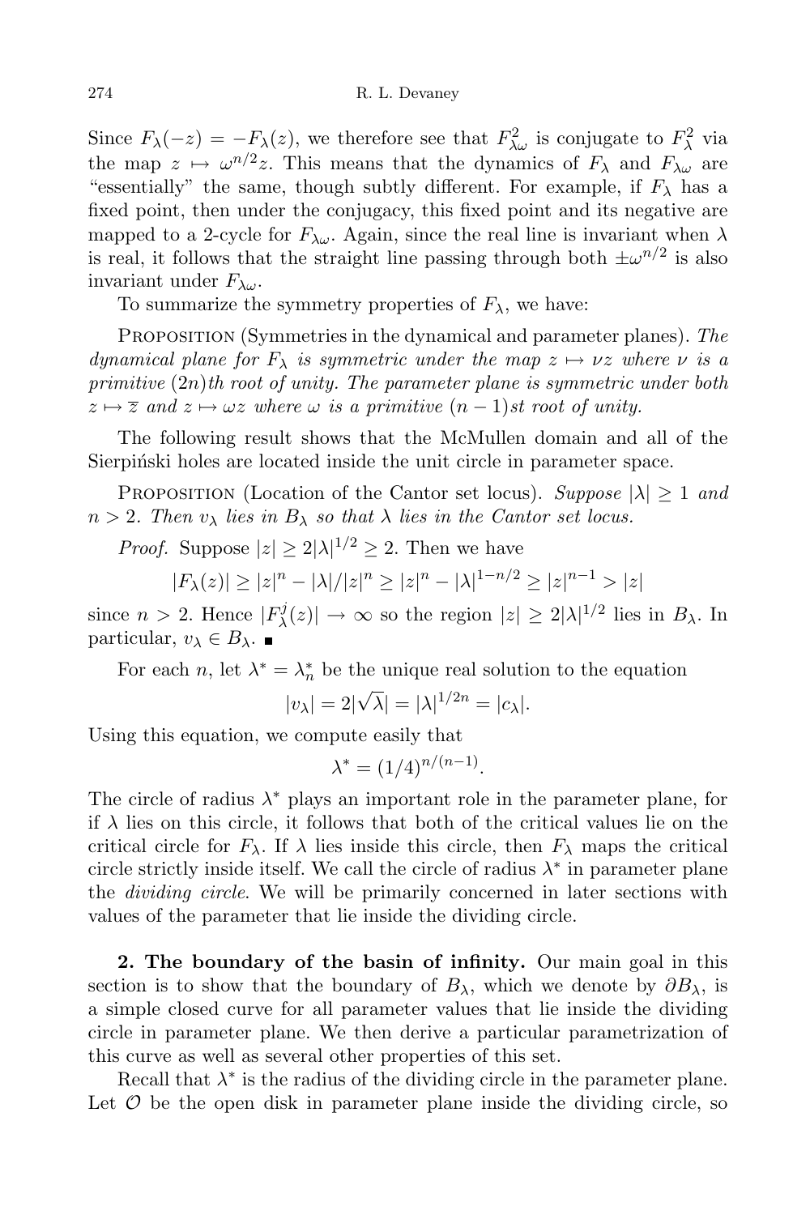Since $F_\lambda(-z) = -F_\lambda(z)$, we therefore see that $F^2_{\lambda\omega}$ is conjugate to $F^2_\lambda$ via the map $z \mapsto \omega^{n/2} z$. This means that the dynamics of $F_\lambda$ and $F_{\lambda\omega}$ are "essentially" the same, though subtly different. For example, if $F_\lambda$ has a fixed point, then under the conjugacy, this fixed point and its negative are mapped to a 2-cycle for $F_{\lambda\omega}$. Again, since the real line is invariant when $\lambda$ is real, it follows that the straight line passing through both $\pm\omega^{n/2}$ is also invariant under $F_{\lambda\omega}$.

To summarize the symmetry properties of $F_\lambda$, we have:

Proposition (Symmetries in the dynamical and parameter planes). *The dynamical plane for $F_\lambda$ is symmetric under the map $z \mapsto \nu z$ where $\nu$ is a primitive $(2n)$th root of unity. The parameter plane is symmetric under both $z \mapsto \overline{z}$ and $z \mapsto \omega z$ where $\omega$ is a primitive $(n-1)$st root of unity.*

The following result shows that the McMullen domain and all of the Sierpiński holes are located inside the unit circle in parameter space.

Proposition (Location of the Cantor set locus). *Suppose $|\lambda| \geq 1$ and $n > 2$. Then $v_\lambda$ lies in $B_\lambda$ so that $\lambda$ lies in the Cantor set locus.*

*Proof.* Suppose $|z| \geq 2|\lambda|^{1/2} \geq 2$. Then we have

$$|F_\lambda(z)| \geq |z|^n - |\lambda|/|z|^n \geq |z|^n - |\lambda|^{1-n/2} \geq |z|^{n-1} > |z|$$

since $n > 2$. Hence $|F^j_\lambda(z)| \to \infty$ so the region $|z| \geq 2|\lambda|^{1/2}$ lies in $B_\lambda$. In particular, $v_\lambda \in B_\lambda$. ∎

For each $n$, let $\lambda^* = \lambda^*_n$ be the unique real solution to the equation

$$|v_\lambda| = 2|\sqrt{\lambda}| = |\lambda|^{1/2n} = |c_\lambda|.$$

Using this equation, we compute easily that

$$\lambda^* = (1/4)^{n/(n-1)}.$$

The circle of radius $\lambda^*$ plays an important role in the parameter plane, for if $\lambda$ lies on this circle, it follows that both of the critical values lie on the critical circle for $F_\lambda$. If $\lambda$ lies inside this circle, then $F_\lambda$ maps the critical circle strictly inside itself. We call the circle of radius $\lambda^*$ in parameter plane the *dividing circle*. We will be primarily concerned in later sections with values of the parameter that lie inside the dividing circle.

**2. The boundary of the basin of infinity.** Our main goal in this section is to show that the boundary of $B_\lambda$, which we denote by $\partial B_\lambda$, is a simple closed curve for all parameter values that lie inside the dividing circle in parameter plane. We then derive a particular parametrization of this curve as well as several other properties of this set.

Recall that $\lambda^*$ is the radius of the dividing circle in the parameter plane. Let $\mathcal{O}$ be the open disk in parameter plane inside the dividing circle, so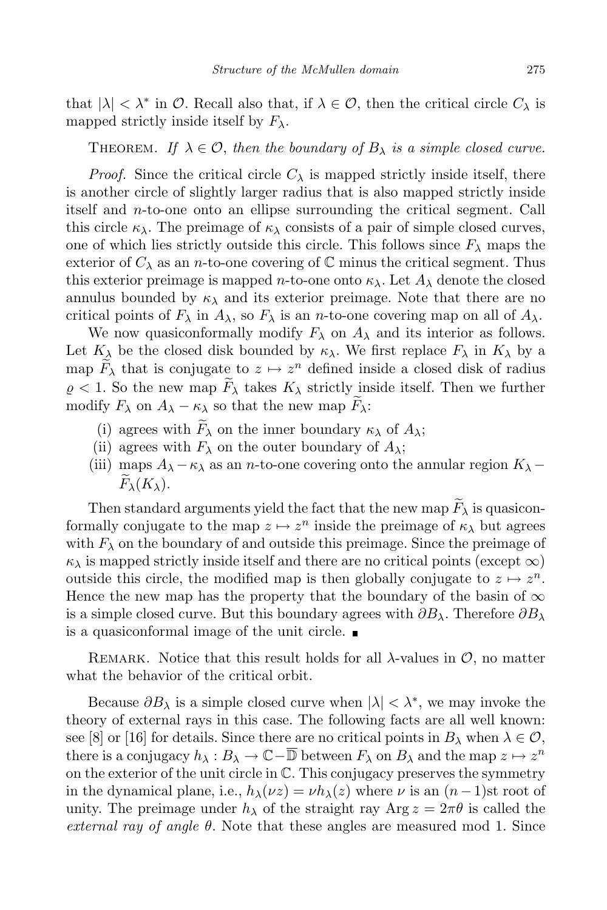that $|\lambda| < \lambda^*$ in $\mathcal{O}$. Recall also that, if $\lambda \in \mathcal{O}$, then the critical circle $C_\lambda$ is mapped strictly inside itself by $F_\lambda$.

Theorem. *If $\lambda \in \mathcal{O}$, then the boundary of $B_\lambda$ is a simple closed curve.*

*Proof.* Since the critical circle $C_\lambda$ is mapped strictly inside itself, there is another circle of slightly larger radius that is also mapped strictly inside itself and $n$-to-one onto an ellipse surrounding the critical segment. Call this circle $\kappa_\lambda$. The preimage of $\kappa_\lambda$ consists of a pair of simple closed curves, one of which lies strictly outside this circle. This follows since $F_\lambda$ maps the exterior of $C_\lambda$ as an $n$-to-one covering of $\mathbb{C}$ minus the critical segment. Thus this exterior preimage is mapped $n$-to-one onto $\kappa_\lambda$. Let $A_\lambda$ denote the closed annulus bounded by $\kappa_\lambda$ and its exterior preimage. Note that there are no critical points of $F_\lambda$ in $A_\lambda$, so $F_\lambda$ is an $n$-to-one covering map on all of $A_\lambda$.

We now quasiconformally modify $F_\lambda$ on $A_\lambda$ and its interior as follows. Let $K_\lambda$ be the closed disk bounded by $\kappa_\lambda$. We first replace $F_\lambda$ in $K_\lambda$ by a map $\widetilde{F}_\lambda$ that is conjugate to $z \mapsto z^n$ defined inside a closed disk of radius $\varrho < 1$. So the new map $\widetilde{F}_\lambda$ takes $K_\lambda$ strictly inside itself. Then we further modify $F_\lambda$ on $A_\lambda - \kappa_\lambda$ so that the new map $\widetilde{F}_\lambda$:

(i) agrees with $\widetilde{F}_\lambda$ on the inner boundary $\kappa_\lambda$ of $A_\lambda$;
(ii) agrees with $F_\lambda$ on the outer boundary of $A_\lambda$;
(iii) maps $A_\lambda - \kappa_\lambda$ as an $n$-to-one covering onto the annular region $K_\lambda - \widetilde{F}_\lambda(K_\lambda)$.

Then standard arguments yield the fact that the new map $\widetilde{F}_\lambda$ is quasiconformally conjugate to the map $z \mapsto z^n$ inside the preimage of $\kappa_\lambda$ but agrees with $F_\lambda$ on the boundary of and outside this preimage. Since the preimage of $\kappa_\lambda$ is mapped strictly inside itself and there are no critical points (except $\infty$) outside this circle, the modified map is then globally conjugate to $z \mapsto z^n$. Hence the new map has the property that the boundary of the basin of $\infty$ is a simple closed curve. But this boundary agrees with $\partial B_\lambda$. Therefore $\partial B_\lambda$ is a quasiconformal image of the unit circle. ■

Remark. Notice that this result holds for all $\lambda$-values in $\mathcal{O}$, no matter what the behavior of the critical orbit.

Because $\partial B_\lambda$ is a simple closed curve when $|\lambda| < \lambda^*$, we may invoke the theory of external rays in this case. The following facts are all well known: see [8] or [16] for details. Since there are no critical points in $B_\lambda$ when $\lambda \in \mathcal{O}$, there is a conjugacy $h_\lambda : B_\lambda \to \mathbb{C} - \overline{\mathbb{D}}$ between $F_\lambda$ on $B_\lambda$ and the map $z \mapsto z^n$ on the exterior of the unit circle in $\mathbb{C}$. This conjugacy preserves the symmetry in the dynamical plane, i.e., $h_\lambda(\nu z) = \nu h_\lambda(z)$ where $\nu$ is an $(n-1)$st root of unity. The preimage under $h_\lambda$ of the straight ray $\operatorname{Arg} z = 2\pi\theta$ is called the *external ray of angle $\theta$*. Note that these angles are measured mod 1. Since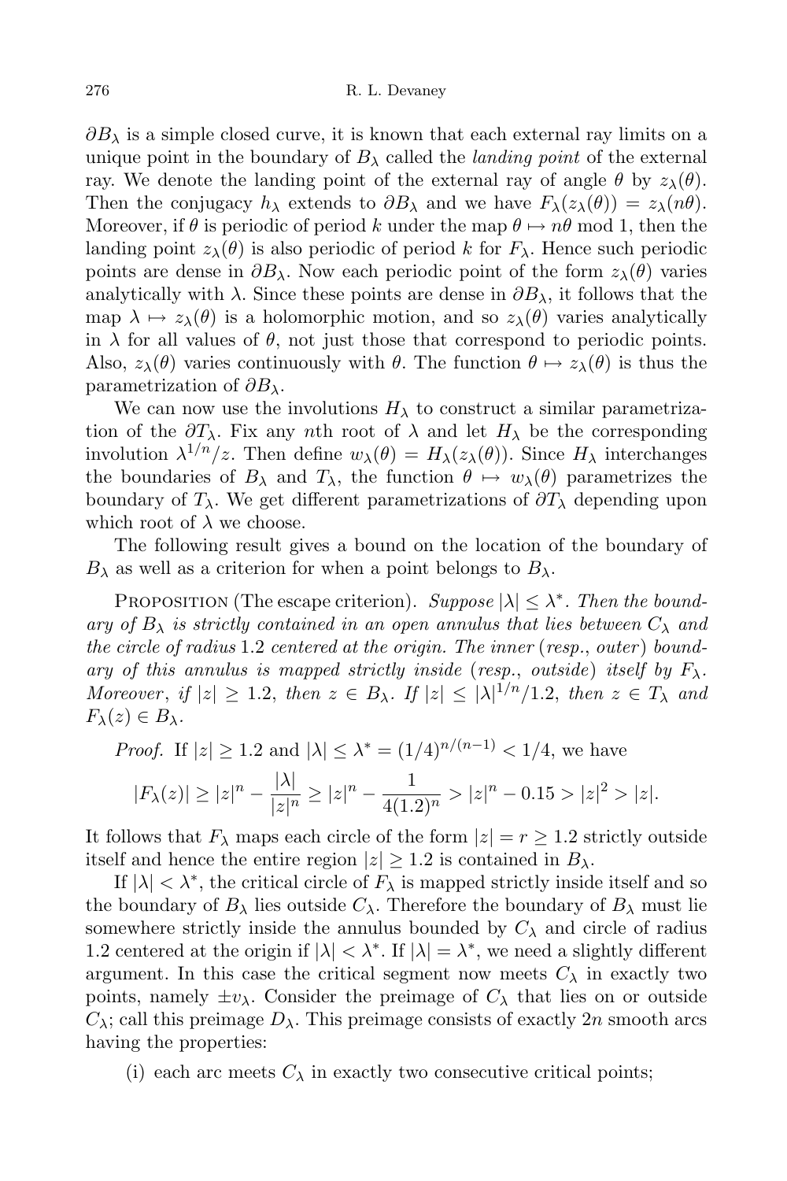$\partial B_\lambda$ is a simple closed curve, it is known that each external ray limits on a unique point in the boundary of $B_\lambda$ called the *landing point* of the external ray. We denote the landing point of the external ray of angle $\theta$ by $z_\lambda(\theta)$. Then the conjugacy $h_\lambda$ extends to $\partial B_\lambda$ and we have $F_\lambda(z_\lambda(\theta)) = z_\lambda(n\theta)$. Moreover, if $\theta$ is periodic of period $k$ under the map $\theta \mapsto n\theta \bmod 1$, then the landing point $z_\lambda(\theta)$ is also periodic of period $k$ for $F_\lambda$. Hence such periodic points are dense in $\partial B_\lambda$. Now each periodic point of the form $z_\lambda(\theta)$ varies analytically with $\lambda$. Since these points are dense in $\partial B_\lambda$, it follows that the map $\lambda \mapsto z_\lambda(\theta)$ is a holomorphic motion, and so $z_\lambda(\theta)$ varies analytically in $\lambda$ for all values of $\theta$, not just those that correspond to periodic points. Also, $z_\lambda(\theta)$ varies continuously with $\theta$. The function $\theta \mapsto z_\lambda(\theta)$ is thus the parametrization of $\partial B_\lambda$.

We can now use the involutions $H_\lambda$ to construct a similar parametrization of the $\partial T_\lambda$. Fix any $n$th root of $\lambda$ and let $H_\lambda$ be the corresponding involution $\lambda^{1/n}/z$. Then define $w_\lambda(\theta) = H_\lambda(z_\lambda(\theta))$. Since $H_\lambda$ interchanges the boundaries of $B_\lambda$ and $T_\lambda$, the function $\theta \mapsto w_\lambda(\theta)$ parametrizes the boundary of $T_\lambda$. We get different parametrizations of $\partial T_\lambda$ depending upon which root of $\lambda$ we choose.

The following result gives a bound on the location of the boundary of $B_\lambda$ as well as a criterion for when a point belongs to $B_\lambda$.

Proposition (The escape criterion). *Suppose $|\lambda| \le \lambda^*$. Then the boundary of $B_\lambda$ is strictly contained in an open annulus that lies between $C_\lambda$ and the circle of radius 1.2 centered at the origin. The inner (resp., outer) boundary of this annulus is mapped strictly inside (resp., outside) itself by $F_\lambda$. Moreover, if $|z| \ge 1.2$, then $z \in B_\lambda$. If $|z| \le |\lambda|^{1/n}/1.2$, then $z \in T_\lambda$ and $F_\lambda(z) \in B_\lambda$.*

*Proof.* If $|z| \ge 1.2$ and $|\lambda| \le \lambda^* = (1/4)^{n/(n-1)} < 1/4$, we have

$$|F_\lambda(z)| \ge |z|^n - \frac{|\lambda|}{|z|^n} \ge |z|^n - \frac{1}{4(1.2)^n} > |z|^n - 0.15 > |z|^2 > |z|.$$

It follows that $F_\lambda$ maps each circle of the form $|z| = r \ge 1.2$ strictly outside itself and hence the entire region $|z| \ge 1.2$ is contained in $B_\lambda$.

If $|\lambda| < \lambda^*$, the critical circle of $F_\lambda$ is mapped strictly inside itself and so the boundary of $B_\lambda$ lies outside $C_\lambda$. Therefore the boundary of $B_\lambda$ must lie somewhere strictly inside the annulus bounded by $C_\lambda$ and circle of radius 1.2 centered at the origin if $|\lambda| < \lambda^*$. If $|\lambda| = \lambda^*$, we need a slightly different argument. In this case the critical segment now meets $C_\lambda$ in exactly two points, namely $\pm v_\lambda$. Consider the preimage of $C_\lambda$ that lies on or outside $C_\lambda$; call this preimage $D_\lambda$. This preimage consists of exactly $2n$ smooth arcs having the properties:

(i) each arc meets $C_\lambda$ in exactly two consecutive critical points;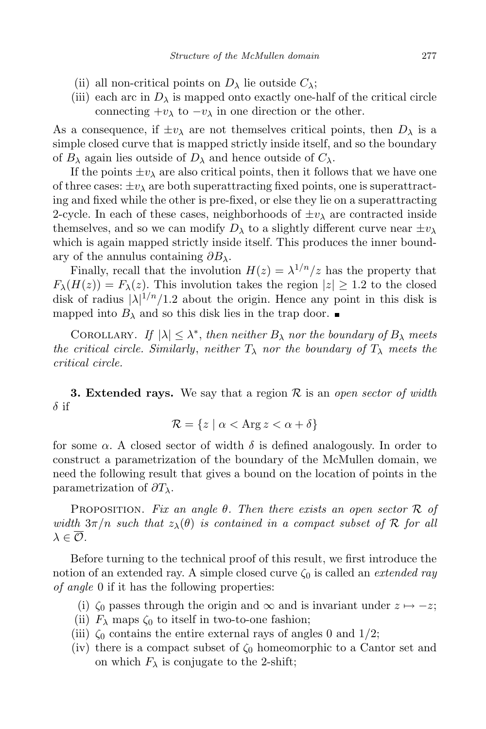(ii) all non-critical points on $D_\lambda$ lie outside $C_\lambda$;

(iii) each arc in $D_\lambda$ is mapped onto exactly one-half of the critical circle connecting $+v_\lambda$ to $-v_\lambda$ in one direction or the other.

As a consequence, if $\pm v_\lambda$ are not themselves critical points, then $D_\lambda$ is a simple closed curve that is mapped strictly inside itself, and so the boundary of $B_\lambda$ again lies outside of $D_\lambda$ and hence outside of $C_\lambda$.

If the points $\pm v_\lambda$ are also critical points, then it follows that we have one of three cases: $\pm v_\lambda$ are both superattracting fixed points, one is superattracting and fixed while the other is pre-fixed, or else they lie on a superattracting 2-cycle. In each of these cases, neighborhoods of $\pm v_\lambda$ are contracted inside themselves, and so we can modify $D_\lambda$ to a slightly different curve near $\pm v_\lambda$ which is again mapped strictly inside itself. This produces the inner boundary of the annulus containing $\partial B_\lambda$.

Finally, recall that the involution $H(z) = \lambda^{1/n}/z$ has the property that $F_\lambda(H(z)) = F_\lambda(z)$. This involution takes the region $|z| \geq 1.2$ to the closed disk of radius $|\lambda|^{1/n}/1.2$ about the origin. Hence any point in this disk is mapped into $B_\lambda$ and so this disk lies in the trap door. ■

Corollary. *If $|\lambda| \leq \lambda^*$, then neither $B_\lambda$ nor the boundary of $B_\lambda$ meets the critical circle. Similarly, neither $T_\lambda$ nor the boundary of $T_\lambda$ meets the critical circle.*

**3. Extended rays.** We say that a region $\mathcal{R}$ is an *open sector of width* $\delta$ if

$$\mathcal{R} = \{z \mid \alpha < \operatorname{Arg} z < \alpha + \delta\}$$

for some $\alpha$. A closed sector of width $\delta$ is defined analogously. In order to construct a parametrization of the boundary of the McMullen domain, we need the following result that gives a bound on the location of points in the parametrization of $\partial T_\lambda$.

Proposition. *Fix an angle $\theta$. Then there exists an open sector $\mathcal{R}$ of width $3\pi/n$ such that $z_\lambda(\theta)$ is contained in a compact subset of $\mathcal{R}$ for all $\lambda \in \overline{\mathcal{O}}$.*

Before turning to the technical proof of this result, we first introduce the notion of an extended ray. A simple closed curve $\zeta_0$ is called an *extended ray of angle* 0 if it has the following properties:

(i) $\zeta_0$ passes through the origin and $\infty$ and is invariant under $z \mapsto -z$;

(ii) $F_\lambda$ maps $\zeta_0$ to itself in two-to-one fashion;

(iii) $\zeta_0$ contains the entire external rays of angles 0 and $1/2$;

(iv) there is a compact subset of $\zeta_0$ homeomorphic to a Cantor set and on which $F_\lambda$ is conjugate to the 2-shift;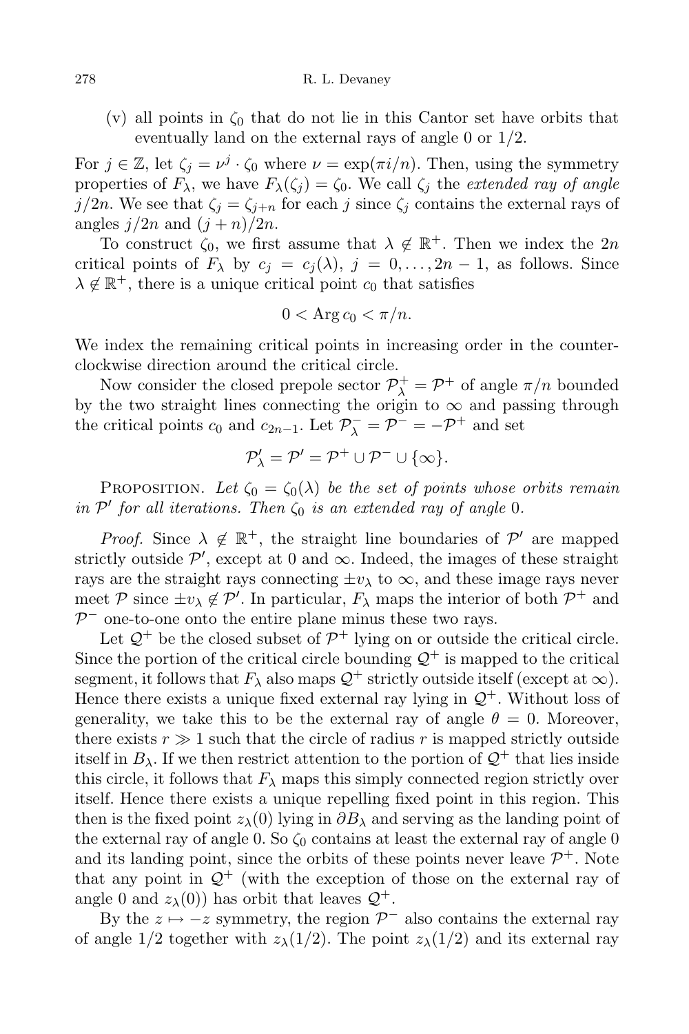(v) all points in $\zeta_0$ that do not lie in this Cantor set have orbits that eventually land on the external rays of angle 0 or 1/2.

For $j \in \mathbb{Z}$, let $\zeta_j = \nu^j \cdot \zeta_0$ where $\nu = \exp(\pi i/n)$. Then, using the symmetry properties of $F_\lambda$, we have $F_\lambda(\zeta_j) = \zeta_0$. We call $\zeta_j$ the *extended ray of angle* $j/2n$. We see that $\zeta_j = \zeta_{j+n}$ for each $j$ since $\zeta_j$ contains the external rays of angles $j/2n$ and $(j+n)/2n$.

To construct $\zeta_0$, we first assume that $\lambda \notin \mathbb{R}^+$. Then we index the $2n$ critical points of $F_\lambda$ by $c_j = c_j(\lambda)$, $j = 0, \ldots, 2n-1$, as follows. Since $\lambda \notin \mathbb{R}^+$, there is a unique critical point $c_0$ that satisfies

$$0 < \operatorname{Arg} c_0 < \pi/n.$$

We index the remaining critical points in increasing order in the counterclockwise direction around the critical circle.

Now consider the closed prepole sector $\mathcal{P}^+_\lambda = \mathcal{P}^+$ of angle $\pi/n$ bounded by the two straight lines connecting the origin to $\infty$ and passing through the critical points $c_0$ and $c_{2n-1}$. Let $\mathcal{P}^-_\lambda = \mathcal{P}^- = -\mathcal{P}^+$ and set

$$\mathcal{P}'_\lambda = \mathcal{P}' = \mathcal{P}^+ \cup \mathcal{P}^- \cup \{\infty\}.$$

Proposition. *Let $\zeta_0 = \zeta_0(\lambda)$ be the set of points whose orbits remain in $\mathcal{P}'$ for all iterations. Then $\zeta_0$ is an extended ray of angle* 0.

*Proof.* Since $\lambda \notin \mathbb{R}^+$, the straight line boundaries of $\mathcal{P}'$ are mapped strictly outside $\mathcal{P}'$, except at 0 and $\infty$. Indeed, the images of these straight rays are the straight rays connecting $\pm v_\lambda$ to $\infty$, and these image rays never meet $\mathcal{P}$ since $\pm v_\lambda \notin \mathcal{P}'$. In particular, $F_\lambda$ maps the interior of both $\mathcal{P}^+$ and $\mathcal{P}^-$ one-to-one onto the entire plane minus these two rays.

Let $\mathcal{Q}^+$ be the closed subset of $\mathcal{P}^+$ lying on or outside the critical circle. Since the portion of the critical circle bounding $\mathcal{Q}^+$ is mapped to the critical segment, it follows that $F_\lambda$ also maps $\mathcal{Q}^+$ strictly outside itself (except at $\infty$). Hence there exists a unique fixed external ray lying in $\mathcal{Q}^+$. Without loss of generality, we take this to be the external ray of angle $\theta = 0$. Moreover, there exists $r \gg 1$ such that the circle of radius $r$ is mapped strictly outside itself in $B_\lambda$. If we then restrict attention to the portion of $\mathcal{Q}^+$ that lies inside this circle, it follows that $F_\lambda$ maps this simply connected region strictly over itself. Hence there exists a unique repelling fixed point in this region. This then is the fixed point $z_\lambda(0)$ lying in $\partial B_\lambda$ and serving as the landing point of the external ray of angle 0. So $\zeta_0$ contains at least the external ray of angle 0 and its landing point, since the orbits of these points never leave $\mathcal{P}^+$. Note that any point in $\mathcal{Q}^+$ (with the exception of those on the external ray of angle 0 and $z_\lambda(0)$) has orbit that leaves $\mathcal{Q}^+$.

By the $z \mapsto -z$ symmetry, the region $\mathcal{P}^-$ also contains the external ray of angle 1/2 together with $z_\lambda(1/2)$. The point $z_\lambda(1/2)$ and its external ray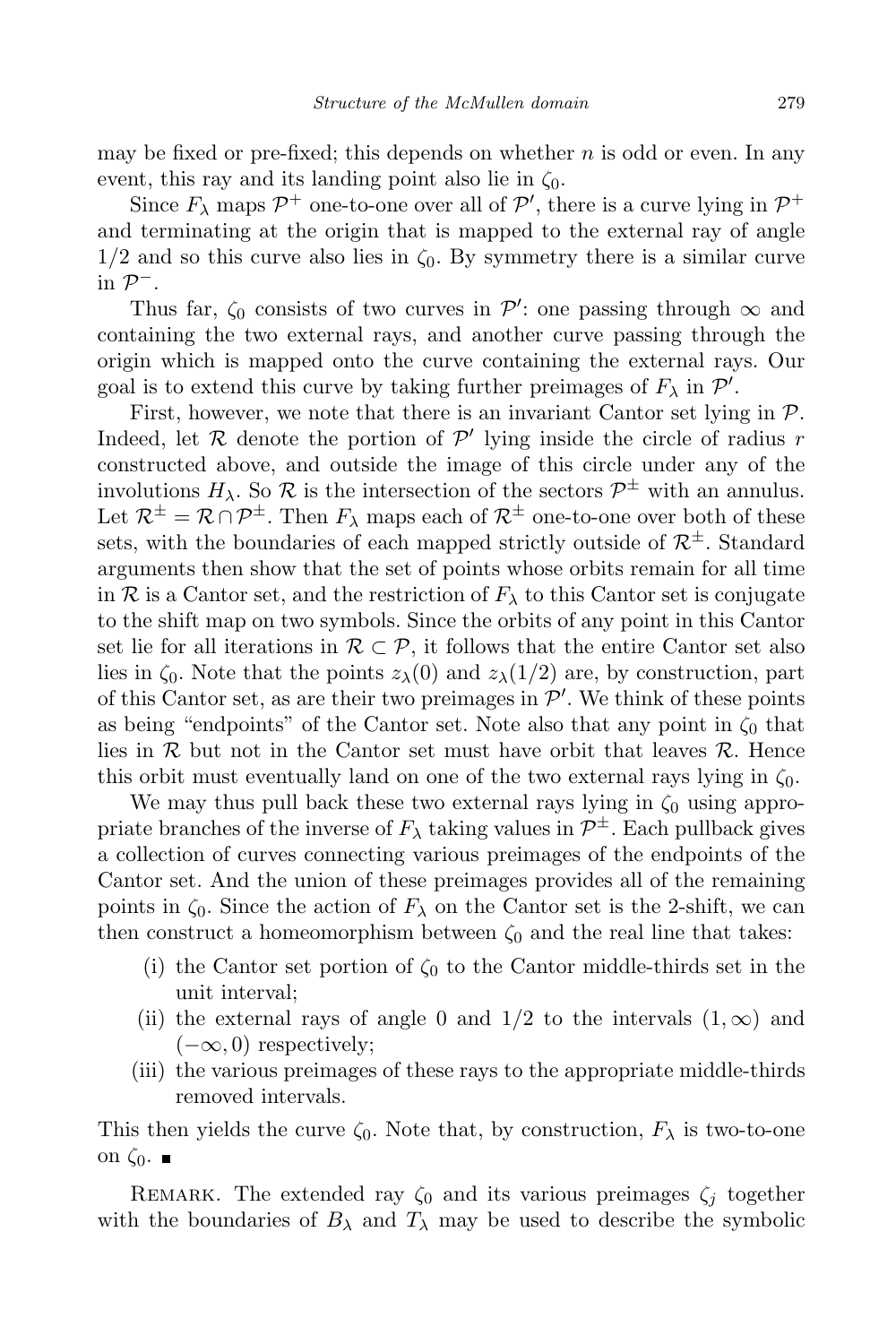may be fixed or pre-fixed; this depends on whether $n$ is odd or even. In any event, this ray and its landing point also lie in $\zeta_0$.

Since $F_\lambda$ maps $\mathcal{P}^+$ one-to-one over all of $\mathcal{P}'$, there is a curve lying in $\mathcal{P}^+$ and terminating at the origin that is mapped to the external ray of angle $1/2$ and so this curve also lies in $\zeta_0$. By symmetry there is a similar curve in $\mathcal{P}^-$.

Thus far, $\zeta_0$ consists of two curves in $\mathcal{P}'$: one passing through $\infty$ and containing the two external rays, and another curve passing through the origin which is mapped onto the curve containing the external rays. Our goal is to extend this curve by taking further preimages of $F_\lambda$ in $\mathcal{P}'$.

First, however, we note that there is an invariant Cantor set lying in $\mathcal{P}$. Indeed, let $\mathcal{R}$ denote the portion of $\mathcal{P}'$ lying inside the circle of radius $r$ constructed above, and outside the image of this circle under any of the involutions $H_\lambda$. So $\mathcal{R}$ is the intersection of the sectors $\mathcal{P}^\pm$ with an annulus. Let $\mathcal{R}^\pm = \mathcal{R} \cap \mathcal{P}^\pm$. Then $F_\lambda$ maps each of $\mathcal{R}^\pm$ one-to-one over both of these sets, with the boundaries of each mapped strictly outside of $\mathcal{R}^\pm$. Standard arguments then show that the set of points whose orbits remain for all time in $\mathcal{R}$ is a Cantor set, and the restriction of $F_\lambda$ to this Cantor set is conjugate to the shift map on two symbols. Since the orbits of any point in this Cantor set lie for all iterations in $\mathcal{R} \subset \mathcal{P}$, it follows that the entire Cantor set also lies in $\zeta_0$. Note that the points $z_\lambda(0)$ and $z_\lambda(1/2)$ are, by construction, part of this Cantor set, as are their two preimages in $\mathcal{P}'$. We think of these points as being "endpoints" of the Cantor set. Note also that any point in $\zeta_0$ that lies in $\mathcal{R}$ but not in the Cantor set must have orbit that leaves $\mathcal{R}$. Hence this orbit must eventually land on one of the two external rays lying in $\zeta_0$.

We may thus pull back these two external rays lying in $\zeta_0$ using appropriate branches of the inverse of $F_\lambda$ taking values in $\mathcal{P}^\pm$. Each pullback gives a collection of curves connecting various preimages of the endpoints of the Cantor set. And the union of these preimages provides all of the remaining points in $\zeta_0$. Since the action of $F_\lambda$ on the Cantor set is the 2-shift, we can then construct a homeomorphism between $\zeta_0$ and the real line that takes:

(i) the Cantor set portion of $\zeta_0$ to the Cantor middle-thirds set in the unit interval;

(ii) the external rays of angle 0 and $1/2$ to the intervals $(1, \infty)$ and $(-\infty, 0)$ respectively;

(iii) the various preimages of these rays to the appropriate middle-thirds removed intervals.

This then yields the curve $\zeta_0$. Note that, by construction, $F_\lambda$ is two-to-one on $\zeta_0$. ■

Remark. The extended ray $\zeta_0$ and its various preimages $\zeta_j$ together with the boundaries of $B_\lambda$ and $T_\lambda$ may be used to describe the symbolic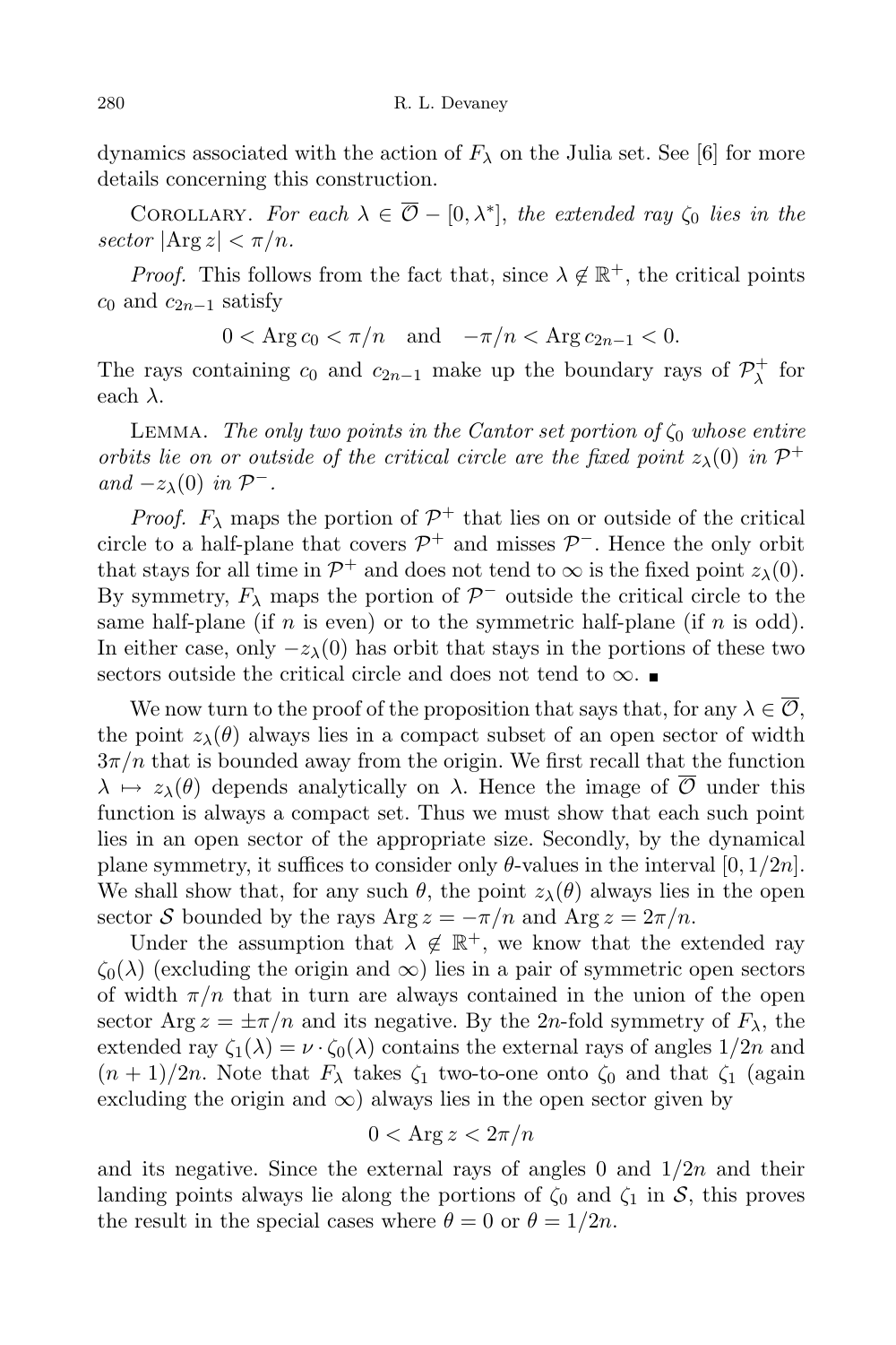dynamics associated with the action of $F_\lambda$ on the Julia set. See [6] for more details concerning this construction.

COROLLARY. *For each $\lambda \in \overline{\mathcal{O}} - [0, \lambda^*]$, the extended ray $\zeta_0$ lies in the sector $|\text{Arg}\, z| < \pi/n$.*

*Proof.* This follows from the fact that, since $\lambda \notin \mathbb{R}^+$, the critical points $c_0$ and $c_{2n-1}$ satisfy

$$0 < \text{Arg}\, c_0 < \pi/n \quad \text{and} \quad -\pi/n < \text{Arg}\, c_{2n-1} < 0.$$

The rays containing $c_0$ and $c_{2n-1}$ make up the boundary rays of $\mathcal{P}^+_\lambda$ for each $\lambda$.

LEMMA. *The only two points in the Cantor set portion of $\zeta_0$ whose entire orbits lie on or outside of the critical circle are the fixed point $z_\lambda(0)$ in $\mathcal{P}^+$ and $-z_\lambda(0)$ in $\mathcal{P}^-$.*

*Proof.* $F_\lambda$ maps the portion of $\mathcal{P}^+$ that lies on or outside of the critical circle to a half-plane that covers $\mathcal{P}^+$ and misses $\mathcal{P}^-$. Hence the only orbit that stays for all time in $\mathcal{P}^+$ and does not tend to $\infty$ is the fixed point $z_\lambda(0)$. By symmetry, $F_\lambda$ maps the portion of $\mathcal{P}^-$ outside the critical circle to the same half-plane (if $n$ is even) or to the symmetric half-plane (if $n$ is odd). In either case, only $-z_\lambda(0)$ has orbit that stays in the portions of these two sectors outside the critical circle and does not tend to $\infty$. ∎

We now turn to the proof of the proposition that says that, for any $\lambda \in \overline{\mathcal{O}}$, the point $z_\lambda(\theta)$ always lies in a compact subset of an open sector of width $3\pi/n$ that is bounded away from the origin. We first recall that the function $\lambda \mapsto z_\lambda(\theta)$ depends analytically on $\lambda$. Hence the image of $\overline{\mathcal{O}}$ under this function is always a compact set. Thus we must show that each such point lies in an open sector of the appropriate size. Secondly, by the dynamical plane symmetry, it suffices to consider only $\theta$-values in the interval $[0, 1/2n]$. We shall show that, for any such $\theta$, the point $z_\lambda(\theta)$ always lies in the open sector $\mathcal{S}$ bounded by the rays $\text{Arg}\, z = -\pi/n$ and $\text{Arg}\, z = 2\pi/n$.

Under the assumption that $\lambda \notin \mathbb{R}^+$, we know that the extended ray $\zeta_0(\lambda)$ (excluding the origin and $\infty$) lies in a pair of symmetric open sectors of width $\pi/n$ that in turn are always contained in the union of the open sector $\text{Arg}\, z = \pm\pi/n$ and its negative. By the $2n$-fold symmetry of $F_\lambda$, the extended ray $\zeta_1(\lambda) = \nu \cdot \zeta_0(\lambda)$ contains the external rays of angles $1/2n$ and $(n+1)/2n$. Note that $F_\lambda$ takes $\zeta_1$ two-to-one onto $\zeta_0$ and that $\zeta_1$ (again excluding the origin and $\infty$) always lies in the open sector given by

$$0 < \text{Arg}\, z < 2\pi/n$$

and its negative. Since the external rays of angles $0$ and $1/2n$ and their landing points always lie along the portions of $\zeta_0$ and $\zeta_1$ in $\mathcal{S}$, this proves the result in the special cases where $\theta = 0$ or $\theta = 1/2n$.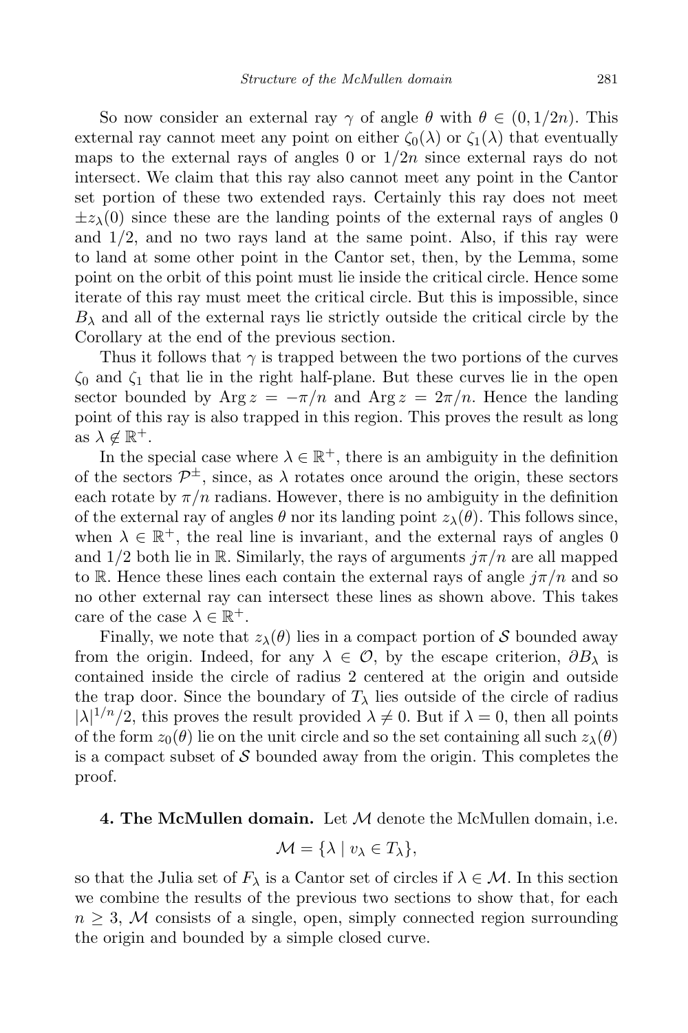So now consider an external ray $\gamma$ of angle $\theta$ with $\theta \in (0, 1/2n)$. This external ray cannot meet any point on either $\zeta_0(\lambda)$ or $\zeta_1(\lambda)$ that eventually maps to the external rays of angles 0 or $1/2n$ since external rays do not intersect. We claim that this ray also cannot meet any point in the Cantor set portion of these two extended rays. Certainly this ray does not meet $\pm z_\lambda(0)$ since these are the landing points of the external rays of angles 0 and 1/2, and no two rays land at the same point. Also, if this ray were to land at some other point in the Cantor set, then, by the Lemma, some point on the orbit of this point must lie inside the critical circle. Hence some iterate of this ray must meet the critical circle. But this is impossible, since $B_\lambda$ and all of the external rays lie strictly outside the critical circle by the Corollary at the end of the previous section.

Thus it follows that $\gamma$ is trapped between the two portions of the curves $\zeta_0$ and $\zeta_1$ that lie in the right half-plane. But these curves lie in the open sector bounded by $\operatorname{Arg} z = -\pi/n$ and $\operatorname{Arg} z = 2\pi/n$. Hence the landing point of this ray is also trapped in this region. This proves the result as long as $\lambda \notin \mathbb{R}^+$.

In the special case where $\lambda \in \mathbb{R}^+$, there is an ambiguity in the definition of the sectors $\mathcal{P}^\pm$, since, as $\lambda$ rotates once around the origin, these sectors each rotate by $\pi/n$ radians. However, there is no ambiguity in the definition of the external ray of angles $\theta$ nor its landing point $z_\lambda(\theta)$. This follows since, when $\lambda \in \mathbb{R}^+$, the real line is invariant, and the external rays of angles 0 and 1/2 both lie in $\mathbb{R}$. Similarly, the rays of arguments $j\pi/n$ are all mapped to $\mathbb{R}$. Hence these lines each contain the external rays of angle $j\pi/n$ and so no other external ray can intersect these lines as shown above. This takes care of the case $\lambda \in \mathbb{R}^+$.

Finally, we note that $z_\lambda(\theta)$ lies in a compact portion of $\mathcal{S}$ bounded away from the origin. Indeed, for any $\lambda \in \mathcal{O}$, by the escape criterion, $\partial B_\lambda$ is contained inside the circle of radius 2 centered at the origin and outside the trap door. Since the boundary of $T_\lambda$ lies outside of the circle of radius $|\lambda|^{1/n}/2$, this proves the result provided $\lambda \neq 0$. But if $\lambda = 0$, then all points of the form $z_0(\theta)$ lie on the unit circle and so the set containing all such $z_\lambda(\theta)$ is a compact subset of $\mathcal{S}$ bounded away from the origin. This completes the proof.

## 4. The McMullen domain.

Let $\mathcal{M}$ denote the McMullen domain, i.e.

$$\mathcal{M} = \{\lambda \mid v_\lambda \in T_\lambda\},$$

so that the Julia set of $F_\lambda$ is a Cantor set of circles if $\lambda \in \mathcal{M}$. In this section we combine the results of the previous two sections to show that, for each $n \geq 3$, $\mathcal{M}$ consists of a single, open, simply connected region surrounding the origin and bounded by a simple closed curve.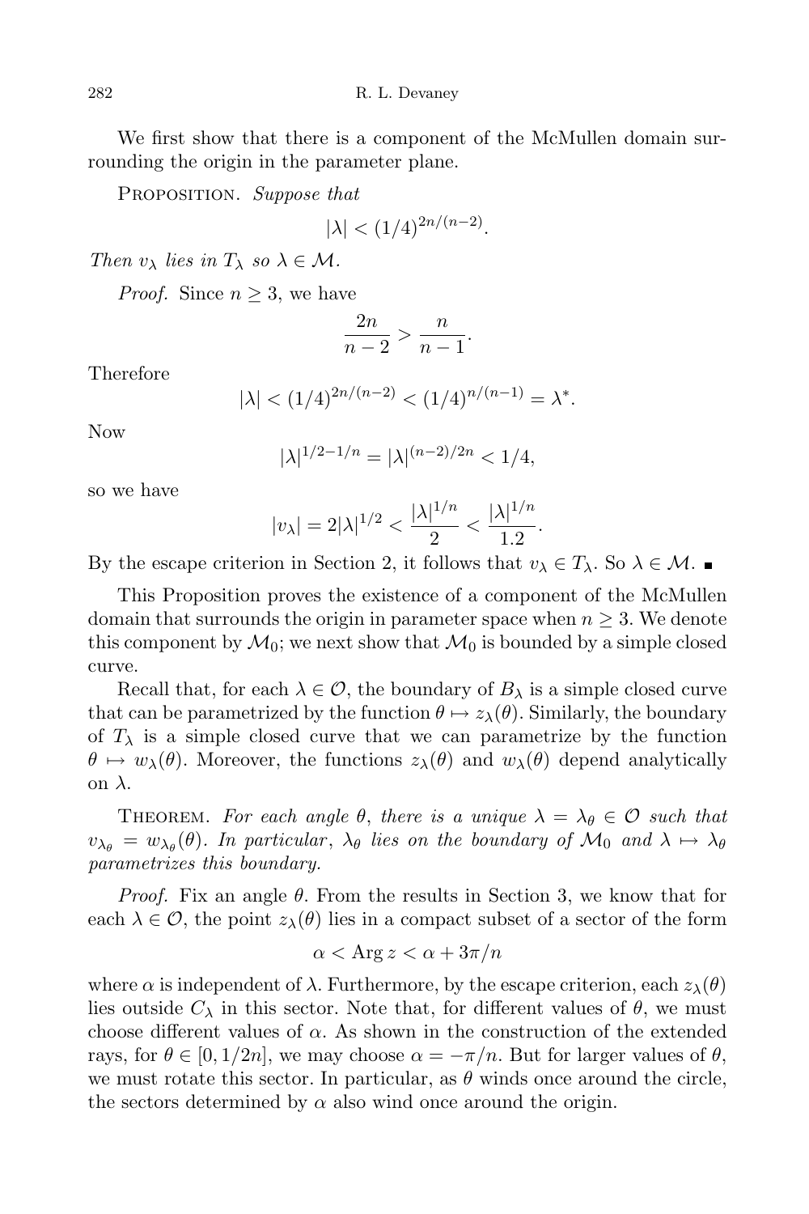We first show that there is a component of the McMullen domain surrounding the origin in the parameter plane.

Proposition. *Suppose that*

$$|\lambda| < (1/4)^{2n/(n-2)}.$$

*Then $v_\lambda$ lies in $T_\lambda$ so $\lambda \in \mathcal{M}$.*

*Proof.* Since $n \geq 3$, we have

$$\frac{2n}{n-2} > \frac{n}{n-1}.$$

Therefore

$$|\lambda| < (1/4)^{2n/(n-2)} < (1/4)^{n/(n-1)} = \lambda^*.$$

Now

$$|\lambda|^{1/2-1/n} = |\lambda|^{(n-2)/2n} < 1/4,$$

so we have

$$|v_\lambda| = 2|\lambda|^{1/2} < \frac{|\lambda|^{1/n}}{2} < \frac{|\lambda|^{1/n}}{1.2}.$$

By the escape criterion in Section 2, it follows that $v_\lambda \in T_\lambda$. So $\lambda \in \mathcal{M}$. ∎

This Proposition proves the existence of a component of the McMullen domain that surrounds the origin in parameter space when $n \geq 3$. We denote this component by $\mathcal{M}_0$; we next show that $\mathcal{M}_0$ is bounded by a simple closed curve.

Recall that, for each $\lambda \in \mathcal{O}$, the boundary of $B_\lambda$ is a simple closed curve that can be parametrized by the function $\theta \mapsto z_\lambda(\theta)$. Similarly, the boundary of $T_\lambda$ is a simple closed curve that we can parametrize by the function $\theta \mapsto w_\lambda(\theta)$. Moreover, the functions $z_\lambda(\theta)$ and $w_\lambda(\theta)$ depend analytically on $\lambda$.

Theorem. *For each angle $\theta$, there is a unique $\lambda = \lambda_\theta \in \mathcal{O}$ such that $v_{\lambda_\theta} = w_{\lambda_\theta}(\theta)$. In particular, $\lambda_\theta$ lies on the boundary of $\mathcal{M}_0$ and $\lambda \mapsto \lambda_\theta$ parametrizes this boundary.*

*Proof.* Fix an angle $\theta$. From the results in Section 3, we know that for each $\lambda \in \mathcal{O}$, the point $z_\lambda(\theta)$ lies in a compact subset of a sector of the form

$$\alpha < \operatorname{Arg} z < \alpha + 3\pi/n$$

where $\alpha$ is independent of $\lambda$. Furthermore, by the escape criterion, each $z_\lambda(\theta)$ lies outside $C_\lambda$ in this sector. Note that, for different values of $\theta$, we must choose different values of $\alpha$. As shown in the construction of the extended rays, for $\theta \in [0, 1/2n]$, we may choose $\alpha = -\pi/n$. But for larger values of $\theta$, we must rotate this sector. In particular, as $\theta$ winds once around the circle, the sectors determined by $\alpha$ also wind once around the origin.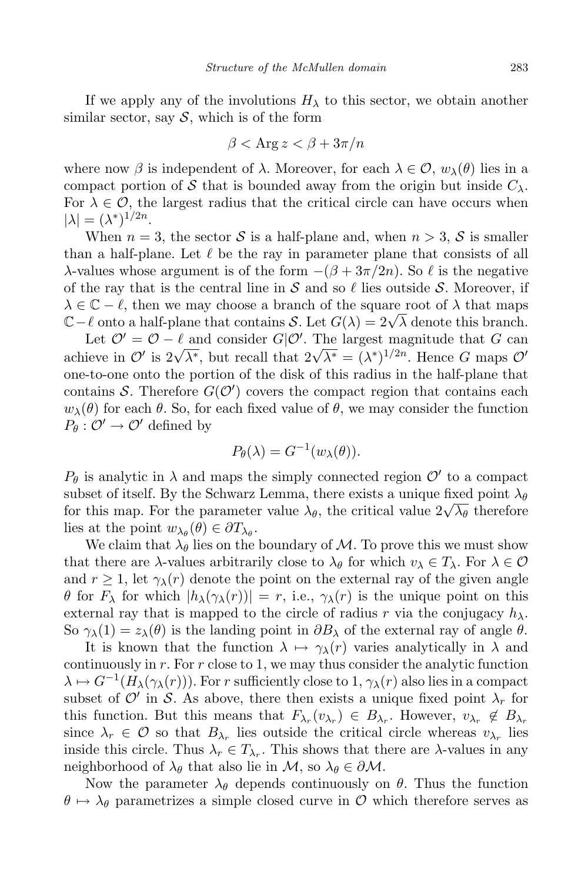If we apply any of the involutions $H_\lambda$ to this sector, we obtain another similar sector, say $\mathcal{S}$, which is of the form

$$\beta < \operatorname{Arg} z < \beta + 3\pi/n$$

where now $\beta$ is independent of $\lambda$. Moreover, for each $\lambda \in \mathcal{O}$, $w_\lambda(\theta)$ lies in a compact portion of $\mathcal{S}$ that is bounded away from the origin but inside $C_\lambda$. For $\lambda \in \mathcal{O}$, the largest radius that the critical circle can have occurs when $|\lambda| = (\lambda^*)^{1/2n}$.

When $n = 3$, the sector $\mathcal{S}$ is a half-plane and, when $n > 3$, $\mathcal{S}$ is smaller than a half-plane. Let $\ell$ be the ray in parameter plane that consists of all $\lambda$-values whose argument is of the form $-(\beta + 3\pi/2n)$. So $\ell$ is the negative of the ray that is the central line in $\mathcal{S}$ and so $\ell$ lies outside $\mathcal{S}$. Moreover, if $\lambda \in \mathbb{C} - \ell$, then we may choose a branch of the square root of $\lambda$ that maps $\mathbb{C} - \ell$ onto a half-plane that contains $\mathcal{S}$. Let $G(\lambda) = 2\sqrt{\lambda}$ denote this branch.

Let $\mathcal{O}' = \mathcal{O} - \ell$ and consider $G|\mathcal{O}'$. The largest magnitude that $G$ can achieve in $\mathcal{O}'$ is $2\sqrt{\lambda^*}$, but recall that $2\sqrt{\lambda^*} = (\lambda^*)^{1/2n}$. Hence $G$ maps $\mathcal{O}'$ one-to-one onto the portion of the disk of this radius in the half-plane that contains $\mathcal{S}$. Therefore $G(\mathcal{O}')$ covers the compact region that contains each $w_\lambda(\theta)$ for each $\theta$. So, for each fixed value of $\theta$, we may consider the function $P_\theta : \mathcal{O}' \to \mathcal{O}'$ defined by

$$P_\theta(\lambda) = G^{-1}(w_\lambda(\theta)).$$

$P_\theta$ is analytic in $\lambda$ and maps the simply connected region $\mathcal{O}'$ to a compact subset of itself. By the Schwarz Lemma, there exists a unique fixed point $\lambda_\theta$ for this map. For the parameter value $\lambda_\theta$, the critical value $2\sqrt{\lambda_\theta}$ therefore lies at the point $w_{\lambda_\theta}(\theta) \in \partial T_{\lambda_\theta}$.

We claim that $\lambda_\theta$ lies on the boundary of $\mathcal{M}$. To prove this we must show that there are $\lambda$-values arbitrarily close to $\lambda_\theta$ for which $v_\lambda \in T_\lambda$. For $\lambda \in \mathcal{O}$ and $r \geq 1$, let $\gamma_\lambda(r)$ denote the point on the external ray of the given angle $\theta$ for $F_\lambda$ for which $|h_\lambda(\gamma_\lambda(r))| = r$, i.e., $\gamma_\lambda(r)$ is the unique point on this external ray that is mapped to the circle of radius $r$ via the conjugacy $h_\lambda$. So $\gamma_\lambda(1) = z_\lambda(\theta)$ is the landing point in $\partial B_\lambda$ of the external ray of angle $\theta$.

It is known that the function $\lambda \mapsto \gamma_\lambda(r)$ varies analytically in $\lambda$ and continuously in $r$. For $r$ close to 1, we may thus consider the analytic function $\lambda \mapsto G^{-1}(H_\lambda(\gamma_\lambda(r)))$. For $r$ sufficiently close to 1, $\gamma_\lambda(r)$ also lies in a compact subset of $\mathcal{O}'$ in $\mathcal{S}$. As above, there then exists a unique fixed point $\lambda_r$ for this function. But this means that $F_{\lambda_r}(v_{\lambda_r}) \in B_{\lambda_r}$. However, $v_{\lambda_r} \notin B_{\lambda_r}$ since $\lambda_r \in \mathcal{O}$ so that $B_{\lambda_r}$ lies outside the critical circle whereas $v_{\lambda_r}$ lies inside this circle. Thus $\lambda_r \in T_{\lambda_r}$. This shows that there are $\lambda$-values in any neighborhood of $\lambda_\theta$ that also lie in $\mathcal{M}$, so $\lambda_\theta \in \partial\mathcal{M}$.

Now the parameter $\lambda_\theta$ depends continuously on $\theta$. Thus the function $\theta \mapsto \lambda_\theta$ parametrizes a simple closed curve in $\mathcal{O}$ which therefore serves as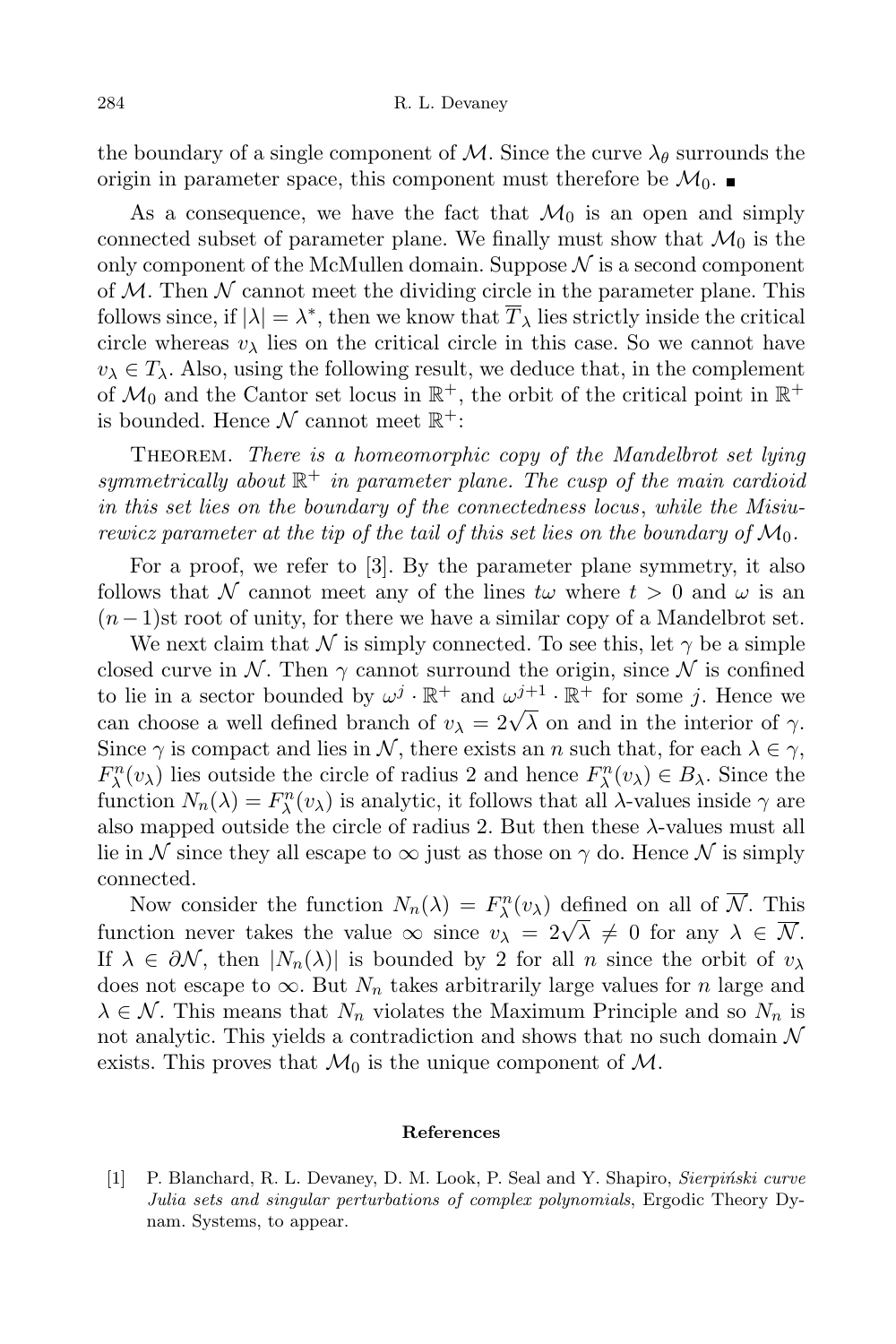the boundary of a single component of $\mathcal{M}$. Since the curve $\lambda_\theta$ surrounds the origin in parameter space, this component must therefore be $\mathcal{M}_0$. ∎

As a consequence, we have the fact that $\mathcal{M}_0$ is an open and simply connected subset of parameter plane. We finally must show that $\mathcal{M}_0$ is the only component of the McMullen domain. Suppose $\mathcal{N}$ is a second component of $\mathcal{M}$. Then $\mathcal{N}$ cannot meet the dividing circle in the parameter plane. This follows since, if $|\lambda| = \lambda^*$, then we know that $\overline{T}_\lambda$ lies strictly inside the critical circle whereas $v_\lambda$ lies on the critical circle in this case. So we cannot have $v_\lambda \in T_\lambda$. Also, using the following result, we deduce that, in the complement of $\mathcal{M}_0$ and the Cantor set locus in $\mathbb{R}^+$, the orbit of the critical point in $\mathbb{R}^+$ is bounded. Hence $\mathcal{N}$ cannot meet $\mathbb{R}^+$:

Theorem. *There is a homeomorphic copy of the Mandelbrot set lying symmetrically about $\mathbb{R}^+$ in parameter plane. The cusp of the main cardioid in this set lies on the boundary of the connectedness locus, while the Misiurewicz parameter at the tip of the tail of this set lies on the boundary of $\mathcal{M}_0$.*

For a proof, we refer to [3]. By the parameter plane symmetry, it also follows that $\mathcal{N}$ cannot meet any of the lines $t\omega$ where $t > 0$ and $\omega$ is an $(n-1)$st root of unity, for there we have a similar copy of a Mandelbrot set.

We next claim that $\mathcal{N}$ is simply connected. To see this, let $\gamma$ be a simple closed curve in $\mathcal{N}$. Then $\gamma$ cannot surround the origin, since $\mathcal{N}$ is confined to lie in a sector bounded by $\omega^j \cdot \mathbb{R}^+$ and $\omega^{j+1} \cdot \mathbb{R}^+$ for some $j$. Hence we can choose a well defined branch of $v_\lambda = 2\sqrt{\lambda}$ on and in the interior of $\gamma$. Since $\gamma$ is compact and lies in $\mathcal{N}$, there exists an $n$ such that, for each $\lambda \in \gamma$, $F_\lambda^n(v_\lambda)$ lies outside the circle of radius 2 and hence $F_\lambda^n(v_\lambda) \in B_\lambda$. Since the function $N_n(\lambda) = F_\lambda^n(v_\lambda)$ is analytic, it follows that all $\lambda$-values inside $\gamma$ are also mapped outside the circle of radius 2. But then these $\lambda$-values must all lie in $\mathcal{N}$ since they all escape to $\infty$ just as those on $\gamma$ do. Hence $\mathcal{N}$ is simply connected.

Now consider the function $N_n(\lambda) = F_\lambda^n(v_\lambda)$ defined on all of $\overline{\mathcal{N}}$. This function never takes the value $\infty$ since $v_\lambda = 2\sqrt{\lambda} \neq 0$ for any $\lambda \in \overline{\mathcal{N}}$. If $\lambda \in \partial\mathcal{N}$, then $|N_n(\lambda)|$ is bounded by 2 for all $n$ since the orbit of $v_\lambda$ does not escape to $\infty$. But $N_n$ takes arbitrarily large values for $n$ large and $\lambda \in \mathcal{N}$. This means that $N_n$ violates the Maximum Principle and so $N_n$ is not analytic. This yields a contradiction and shows that no such domain $\mathcal{N}$ exists. This proves that $\mathcal{M}_0$ is the unique component of $\mathcal{M}$.

## References

[1] P. Blanchard, R. L. Devaney, D. M. Look, P. Seal and Y. Shapiro, *Sierpiński curve Julia sets and singular perturbations of complex polynomials*, Ergodic Theory Dynam. Systems, to appear.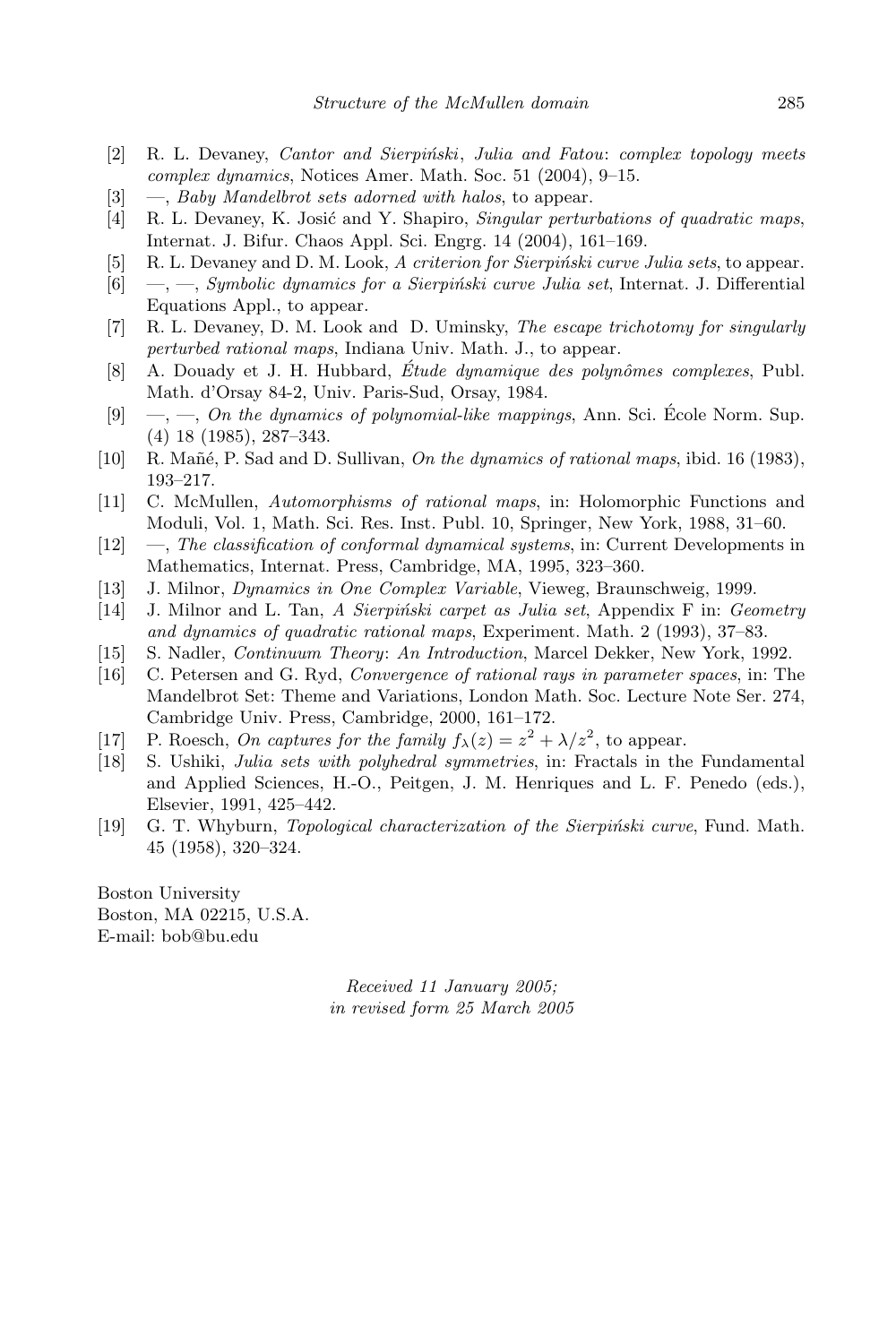[2] R. L. Devaney, *Cantor and Sierpiński*, *Julia and Fatou*: *complex topology meets complex dynamics*, Notices Amer. Math. Soc. 51 (2004), 9–15.

[3] —, *Baby Mandelbrot sets adorned with halos*, to appear.

[4] R. L. Devaney, K. Josić and Y. Shapiro, *Singular perturbations of quadratic maps*, Internat. J. Bifur. Chaos Appl. Sci. Engrg. 14 (2004), 161–169.

[5] R. L. Devaney and D. M. Look, *A criterion for Sierpiński curve Julia sets*, to appear.

[6] —, —, *Symbolic dynamics for a Sierpiński curve Julia set*, Internat. J. Differential Equations Appl., to appear.

[7] R. L. Devaney, D. M. Look and D. Uminsky, *The escape trichotomy for singularly perturbed rational maps*, Indiana Univ. Math. J., to appear.

[8] A. Douady et J. H. Hubbard, *Étude dynamique des polynômes complexes*, Publ. Math. d'Orsay 84-2, Univ. Paris-Sud, Orsay, 1984.

[9] —, —, *On the dynamics of polynomial-like mappings*, Ann. Sci. École Norm. Sup. (4) 18 (1985), 287–343.

[10] R. Mañé, P. Sad and D. Sullivan, *On the dynamics of rational maps*, ibid. 16 (1983), 193–217.

[11] C. McMullen, *Automorphisms of rational maps*, in: Holomorphic Functions and Moduli, Vol. 1, Math. Sci. Res. Inst. Publ. 10, Springer, New York, 1988, 31–60.

[12] —, *The classification of conformal dynamical systems*, in: Current Developments in Mathematics, Internat. Press, Cambridge, MA, 1995, 323–360.

[13] J. Milnor, *Dynamics in One Complex Variable*, Vieweg, Braunschweig, 1999.

[14] J. Milnor and L. Tan, *A Sierpiński carpet as Julia set*, Appendix F in: *Geometry and dynamics of quadratic rational maps*, Experiment. Math. 2 (1993), 37–83.

[15] S. Nadler, *Continuum Theory*: *An Introduction*, Marcel Dekker, New York, 1992.

[16] C. Petersen and G. Ryd, *Convergence of rational rays in parameter spaces*, in: The Mandelbrot Set: Theme and Variations, London Math. Soc. Lecture Note Ser. 274, Cambridge Univ. Press, Cambridge, 2000, 161–172.

[17] P. Roesch, *On captures for the family* $f_\lambda(z) = z^2 + \lambda/z^2$, to appear.

[18] S. Ushiki, *Julia sets with polyhedral symmetries*, in: Fractals in the Fundamental and Applied Sciences, H.-O., Peitgen, J. M. Henriques and L. F. Penedo (eds.), Elsevier, 1991, 425–442.

[19] G. T. Whyburn, *Topological characterization of the Sierpiński curve*, Fund. Math. 45 (1958), 320–324.

Boston University
Boston, MA 02215, U.S.A.
E-mail: bob@bu.edu

*Received 11 January 2005;*
*in revised form 25 March 2005*